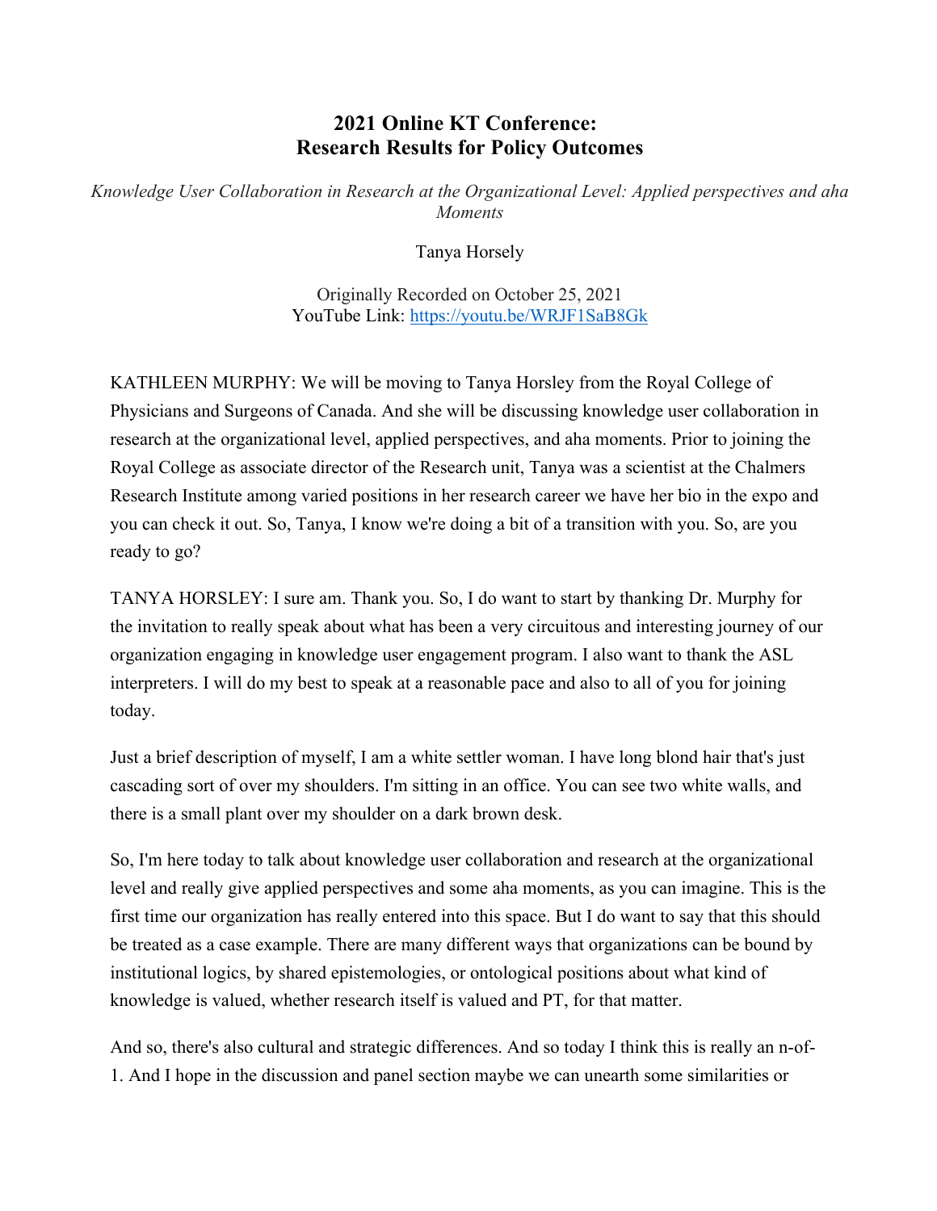# 2021 Online KT Conference: Research Results for Policy Outcomes

*Knowledge User Collaboration in Research at the Organizational Level: Applied perspectives and aha Moments*

Tanya Horsely

Originally Recorded on October 25, 2021
YouTube Link: https://youtu.be/WRJF1SaB8Gk

KATHLEEN MURPHY: We will be moving to Tanya Horsley from the Royal College of Physicians and Surgeons of Canada. And she will be discussing knowledge user collaboration in research at the organizational level, applied perspectives, and aha moments. Prior to joining the Royal College as associate director of the Research unit, Tanya was a scientist at the Chalmers Research Institute among varied positions in her research career we have her bio in the expo and you can check it out. So, Tanya, I know we're doing a bit of a transition with you. So, are you ready to go?

TANYA HORSLEY: I sure am. Thank you. So, I do want to start by thanking Dr. Murphy for the invitation to really speak about what has been a very circuitous and interesting journey of our organization engaging in knowledge user engagement program. I also want to thank the ASL interpreters. I will do my best to speak at a reasonable pace and also to all of you for joining today.

Just a brief description of myself, I am a white settler woman. I have long blond hair that's just cascading sort of over my shoulders. I'm sitting in an office. You can see two white walls, and there is a small plant over my shoulder on a dark brown desk.

So, I'm here today to talk about knowledge user collaboration and research at the organizational level and really give applied perspectives and some aha moments, as you can imagine. This is the first time our organization has really entered into this space. But I do want to say that this should be treated as a case example. There are many different ways that organizations can be bound by institutional logics, by shared epistemologies, or ontological positions about what kind of knowledge is valued, whether research itself is valued and PT, for that matter.

And so, there's also cultural and strategic differences. And so today I think this is really an n-of-1. And I hope in the discussion and panel section maybe we can unearth some similarities or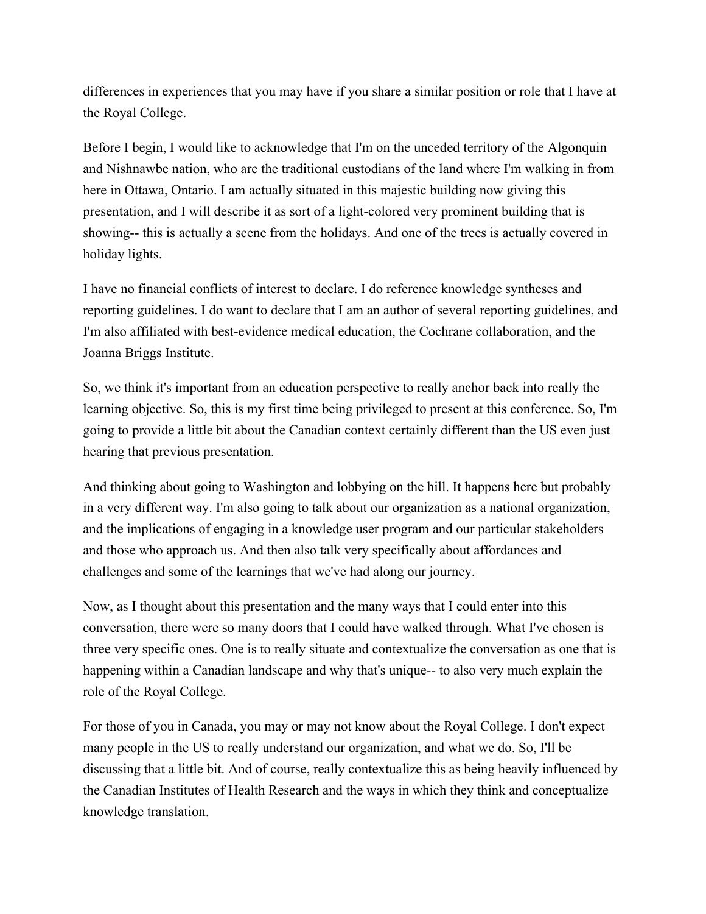differences in experiences that you may have if you share a similar position or role that I have at the Royal College.

Before I begin, I would like to acknowledge that I'm on the unceded territory of the Algonquin and Nishnawbe nation, who are the traditional custodians of the land where I'm walking in from here in Ottawa, Ontario. I am actually situated in this majestic building now giving this presentation, and I will describe it as sort of a light-colored very prominent building that is showing-- this is actually a scene from the holidays. And one of the trees is actually covered in holiday lights.

I have no financial conflicts of interest to declare. I do reference knowledge syntheses and reporting guidelines. I do want to declare that I am an author of several reporting guidelines, and I'm also affiliated with best-evidence medical education, the Cochrane collaboration, and the Joanna Briggs Institute.

So, we think it's important from an education perspective to really anchor back into really the learning objective. So, this is my first time being privileged to present at this conference. So, I'm going to provide a little bit about the Canadian context certainly different than the US even just hearing that previous presentation.

And thinking about going to Washington and lobbying on the hill. It happens here but probably in a very different way. I'm also going to talk about our organization as a national organization, and the implications of engaging in a knowledge user program and our particular stakeholders and those who approach us. And then also talk very specifically about affordances and challenges and some of the learnings that we've had along our journey.

Now, as I thought about this presentation and the many ways that I could enter into this conversation, there were so many doors that I could have walked through. What I've chosen is three very specific ones. One is to really situate and contextualize the conversation as one that is happening within a Canadian landscape and why that's unique-- to also very much explain the role of the Royal College.

For those of you in Canada, you may or may not know about the Royal College. I don't expect many people in the US to really understand our organization, and what we do. So, I'll be discussing that a little bit. And of course, really contextualize this as being heavily influenced by the Canadian Institutes of Health Research and the ways in which they think and conceptualize knowledge translation.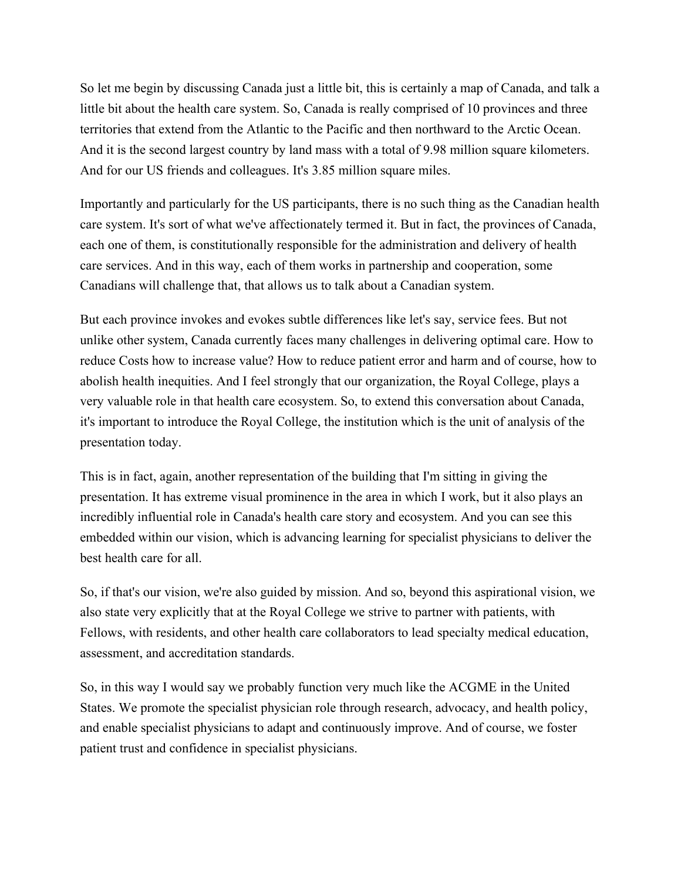So let me begin by discussing Canada just a little bit, this is certainly a map of Canada, and talk a little bit about the health care system. So, Canada is really comprised of 10 provinces and three territories that extend from the Atlantic to the Pacific and then northward to the Arctic Ocean. And it is the second largest country by land mass with a total of 9.98 million square kilometers. And for our US friends and colleagues. It's 3.85 million square miles.

Importantly and particularly for the US participants, there is no such thing as the Canadian health care system. It's sort of what we've affectionately termed it. But in fact, the provinces of Canada, each one of them, is constitutionally responsible for the administration and delivery of health care services. And in this way, each of them works in partnership and cooperation, some Canadians will challenge that, that allows us to talk about a Canadian system.

But each province invokes and evokes subtle differences like let's say, service fees. But not unlike other system, Canada currently faces many challenges in delivering optimal care. How to reduce Costs how to increase value? How to reduce patient error and harm and of course, how to abolish health inequities. And I feel strongly that our organization, the Royal College, plays a very valuable role in that health care ecosystem. So, to extend this conversation about Canada, it's important to introduce the Royal College, the institution which is the unit of analysis of the presentation today.

This is in fact, again, another representation of the building that I'm sitting in giving the presentation. It has extreme visual prominence in the area in which I work, but it also plays an incredibly influential role in Canada's health care story and ecosystem. And you can see this embedded within our vision, which is advancing learning for specialist physicians to deliver the best health care for all.

So, if that's our vision, we're also guided by mission. And so, beyond this aspirational vision, we also state very explicitly that at the Royal College we strive to partner with patients, with Fellows, with residents, and other health care collaborators to lead specialty medical education, assessment, and accreditation standards.

So, in this way I would say we probably function very much like the ACGME in the United States. We promote the specialist physician role through research, advocacy, and health policy, and enable specialist physicians to adapt and continuously improve. And of course, we foster patient trust and confidence in specialist physicians.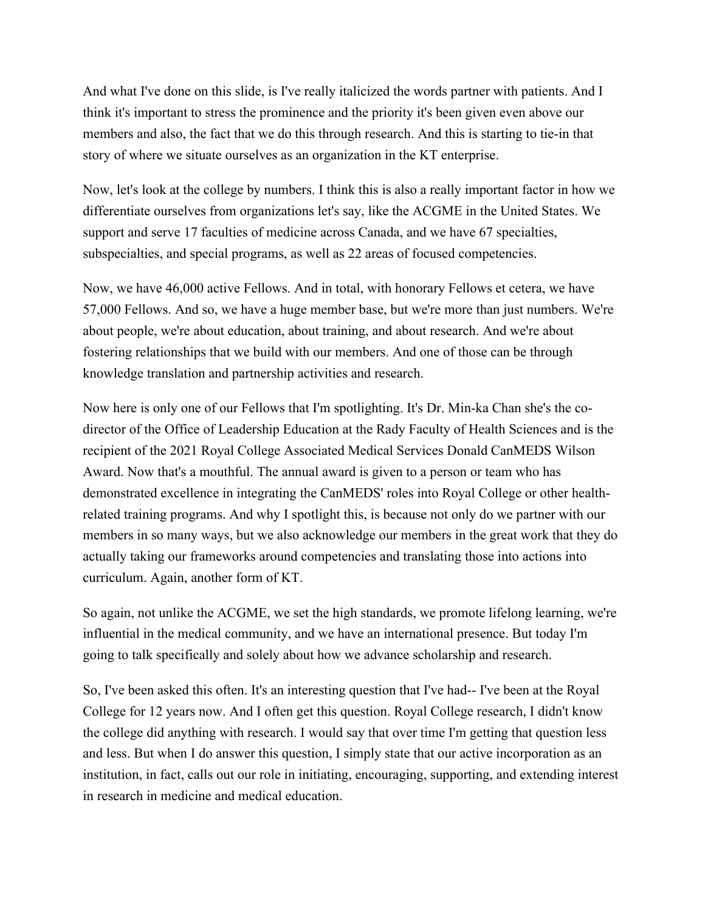And what I've done on this slide, is I've really italicized the words partner with patients. And I think it's important to stress the prominence and the priority it's been given even above our members and also, the fact that we do this through research. And this is starting to tie-in that story of where we situate ourselves as an organization in the KT enterprise.

Now, let's look at the college by numbers. I think this is also a really important factor in how we differentiate ourselves from organizations let's say, like the ACGME in the United States. We support and serve 17 faculties of medicine across Canada, and we have 67 specialties, subspecialties, and special programs, as well as 22 areas of focused competencies.

Now, we have 46,000 active Fellows. And in total, with honorary Fellows et cetera, we have 57,000 Fellows. And so, we have a huge member base, but we're more than just numbers. We're about people, we're about education, about training, and about research. And we're about fostering relationships that we build with our members. And one of those can be through knowledge translation and partnership activities and research.

Now here is only one of our Fellows that I'm spotlighting. It's Dr. Min-ka Chan she's the co-director of the Office of Leadership Education at the Rady Faculty of Health Sciences and is the recipient of the 2021 Royal College Associated Medical Services Donald CanMEDS Wilson Award. Now that's a mouthful. The annual award is given to a person or team who has demonstrated excellence in integrating the CanMEDS' roles into Royal College or other health-related training programs. And why I spotlight this, is because not only do we partner with our members in so many ways, but we also acknowledge our members in the great work that they do actually taking our frameworks around competencies and translating those into actions into curriculum. Again, another form of KT.

So again, not unlike the ACGME, we set the high standards, we promote lifelong learning, we're influential in the medical community, and we have an international presence. But today I'm going to talk specifically and solely about how we advance scholarship and research.

So, I've been asked this often. It's an interesting question that I've had-- I've been at the Royal College for 12 years now. And I often get this question. Royal College research, I didn't know the college did anything with research. I would say that over time I'm getting that question less and less. But when I do answer this question, I simply state that our active incorporation as an institution, in fact, calls out our role in initiating, encouraging, supporting, and extending interest in research in medicine and medical education.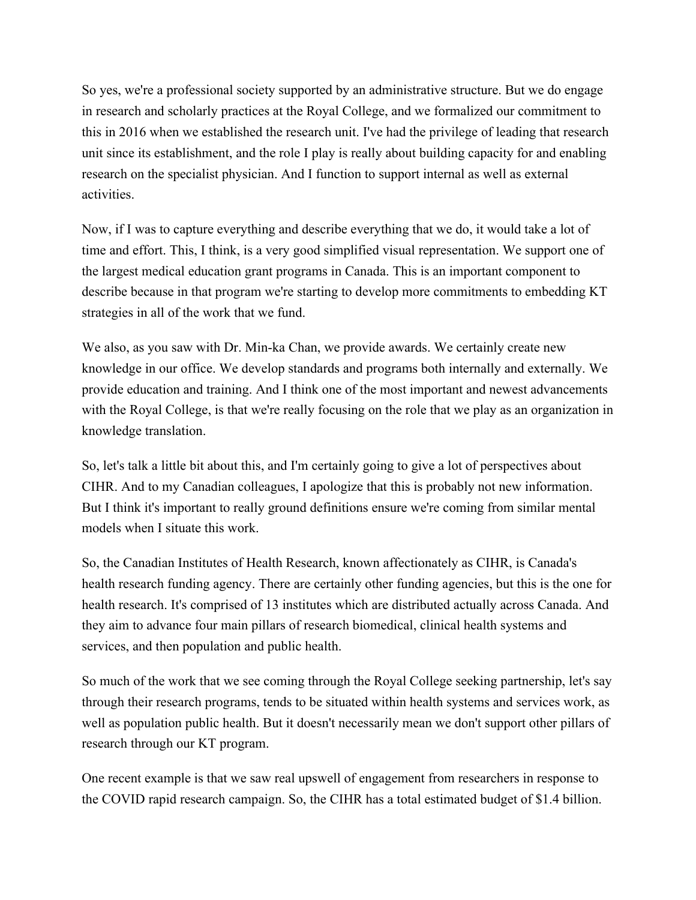So yes, we're a professional society supported by an administrative structure. But we do engage in research and scholarly practices at the Royal College, and we formalized our commitment to this in 2016 when we established the research unit. I've had the privilege of leading that research unit since its establishment, and the role I play is really about building capacity for and enabling research on the specialist physician. And I function to support internal as well as external activities.

Now, if I was to capture everything and describe everything that we do, it would take a lot of time and effort. This, I think, is a very good simplified visual representation. We support one of the largest medical education grant programs in Canada. This is an important component to describe because in that program we're starting to develop more commitments to embedding KT strategies in all of the work that we fund.

We also, as you saw with Dr. Min-ka Chan, we provide awards. We certainly create new knowledge in our office. We develop standards and programs both internally and externally. We provide education and training. And I think one of the most important and newest advancements with the Royal College, is that we're really focusing on the role that we play as an organization in knowledge translation.

So, let's talk a little bit about this, and I'm certainly going to give a lot of perspectives about CIHR. And to my Canadian colleagues, I apologize that this is probably not new information. But I think it's important to really ground definitions ensure we're coming from similar mental models when I situate this work.

So, the Canadian Institutes of Health Research, known affectionately as CIHR, is Canada's health research funding agency. There are certainly other funding agencies, but this is the one for health research. It's comprised of 13 institutes which are distributed actually across Canada. And they aim to advance four main pillars of research biomedical, clinical health systems and services, and then population and public health.

So much of the work that we see coming through the Royal College seeking partnership, let's say through their research programs, tends to be situated within health systems and services work, as well as population public health. But it doesn't necessarily mean we don't support other pillars of research through our KT program.

One recent example is that we saw real upswell of engagement from researchers in response to the COVID rapid research campaign. So, the CIHR has a total estimated budget of $1.4 billion.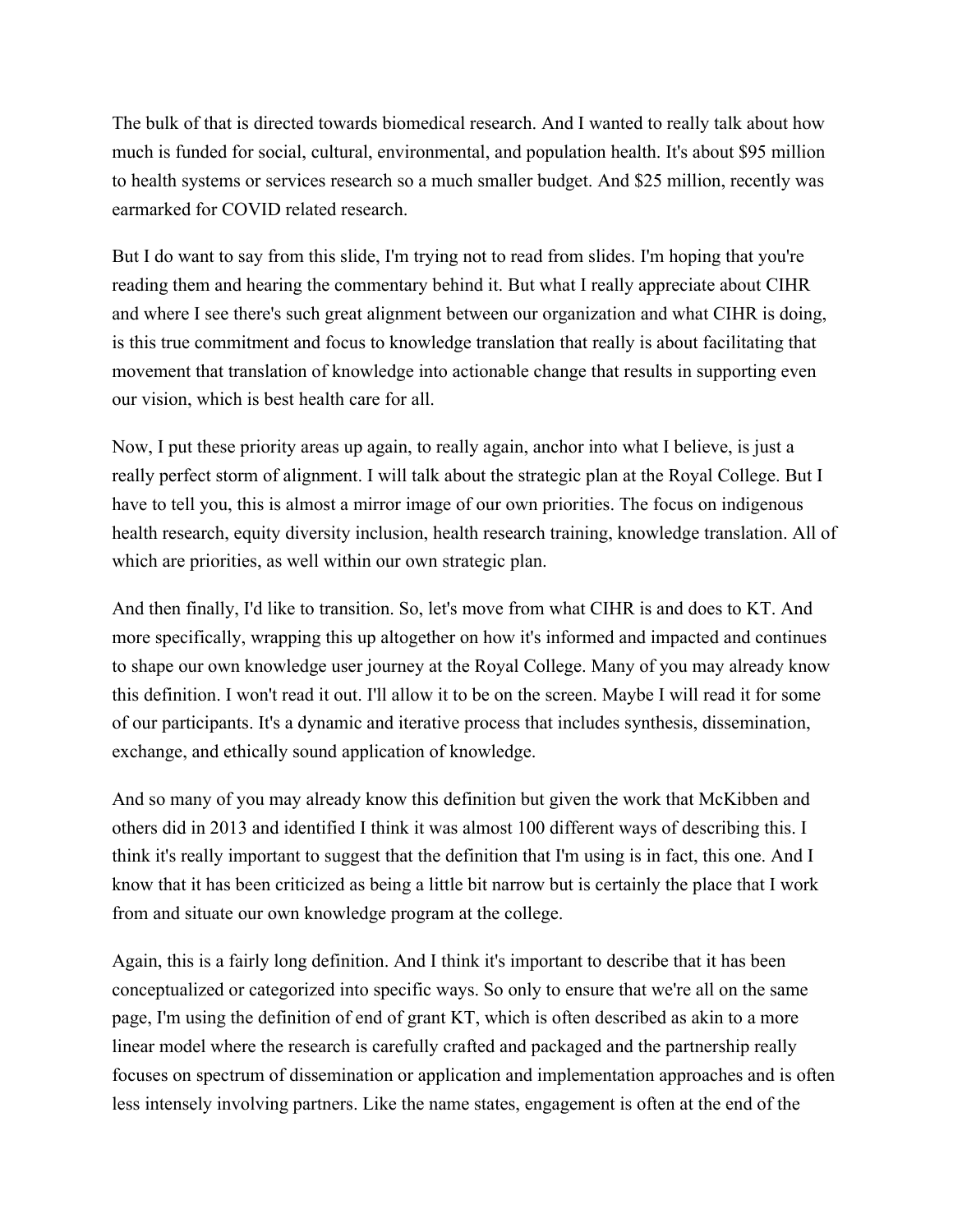The bulk of that is directed towards biomedical research. And I wanted to really talk about how much is funded for social, cultural, environmental, and population health. It's about $95 million to health systems or services research so a much smaller budget. And $25 million, recently was earmarked for COVID related research.

But I do want to say from this slide, I'm trying not to read from slides. I'm hoping that you're reading them and hearing the commentary behind it. But what I really appreciate about CIHR and where I see there's such great alignment between our organization and what CIHR is doing, is this true commitment and focus to knowledge translation that really is about facilitating that movement that translation of knowledge into actionable change that results in supporting even our vision, which is best health care for all.

Now, I put these priority areas up again, to really again, anchor into what I believe, is just a really perfect storm of alignment. I will talk about the strategic plan at the Royal College. But I have to tell you, this is almost a mirror image of our own priorities. The focus on indigenous health research, equity diversity inclusion, health research training, knowledge translation. All of which are priorities, as well within our own strategic plan.

And then finally, I'd like to transition. So, let's move from what CIHR is and does to KT. And more specifically, wrapping this up altogether on how it's informed and impacted and continues to shape our own knowledge user journey at the Royal College. Many of you may already know this definition. I won't read it out. I'll allow it to be on the screen. Maybe I will read it for some of our participants. It's a dynamic and iterative process that includes synthesis, dissemination, exchange, and ethically sound application of knowledge.

And so many of you may already know this definition but given the work that McKibben and others did in 2013 and identified I think it was almost 100 different ways of describing this. I think it's really important to suggest that the definition that I'm using is in fact, this one. And I know that it has been criticized as being a little bit narrow but is certainly the place that I work from and situate our own knowledge program at the college.

Again, this is a fairly long definition. And I think it's important to describe that it has been conceptualized or categorized into specific ways. So only to ensure that we're all on the same page, I'm using the definition of end of grant KT, which is often described as akin to a more linear model where the research is carefully crafted and packaged and the partnership really focuses on spectrum of dissemination or application and implementation approaches and is often less intensely involving partners. Like the name states, engagement is often at the end of the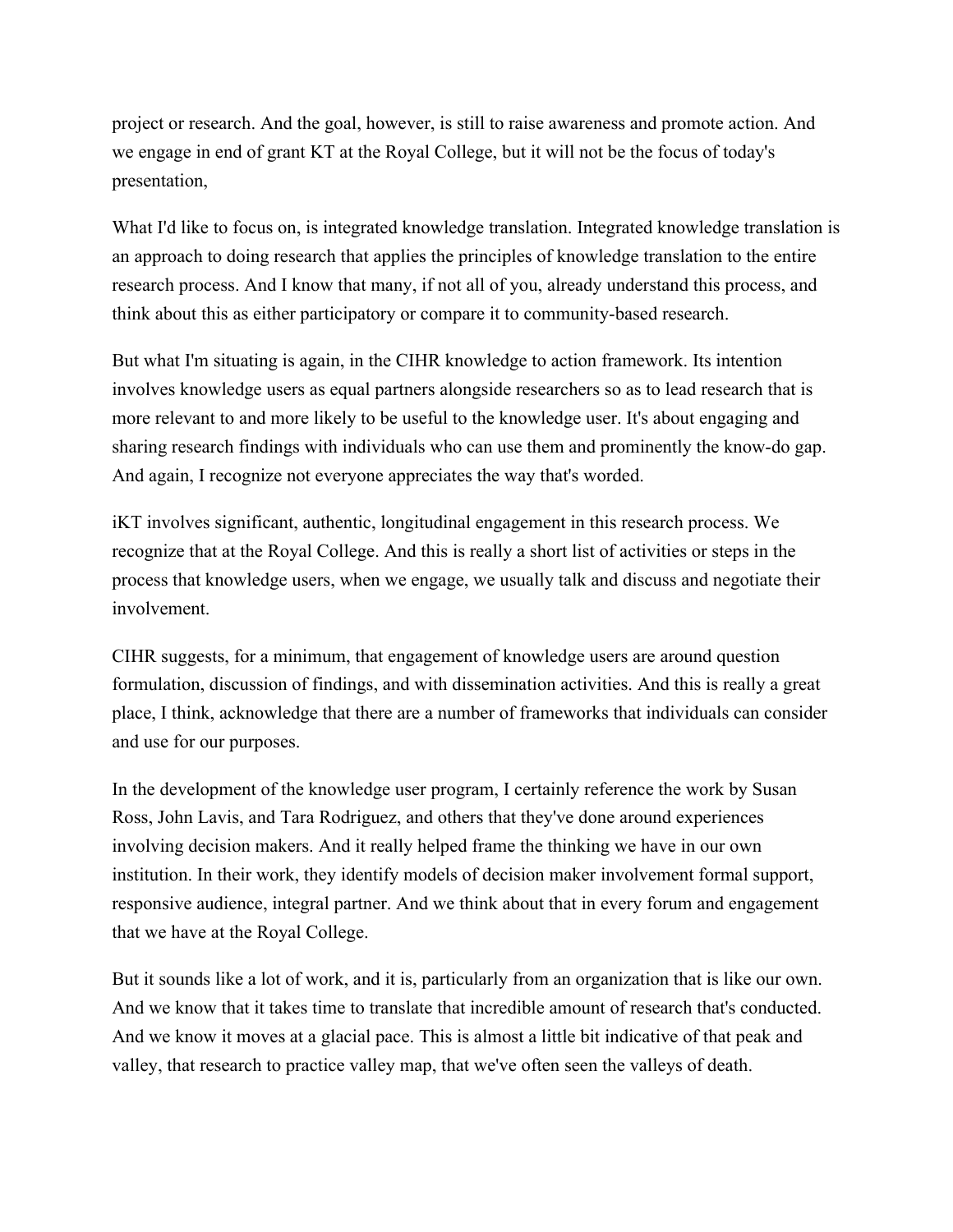project or research. And the goal, however, is still to raise awareness and promote action. And we engage in end of grant KT at the Royal College, but it will not be the focus of today's presentation,

What I'd like to focus on, is integrated knowledge translation. Integrated knowledge translation is an approach to doing research that applies the principles of knowledge translation to the entire research process. And I know that many, if not all of you, already understand this process, and think about this as either participatory or compare it to community-based research.

But what I'm situating is again, in the CIHR knowledge to action framework. Its intention involves knowledge users as equal partners alongside researchers so as to lead research that is more relevant to and more likely to be useful to the knowledge user. It's about engaging and sharing research findings with individuals who can use them and prominently the know-do gap. And again, I recognize not everyone appreciates the way that's worded.

iKT involves significant, authentic, longitudinal engagement in this research process. We recognize that at the Royal College. And this is really a short list of activities or steps in the process that knowledge users, when we engage, we usually talk and discuss and negotiate their involvement.

CIHR suggests, for a minimum, that engagement of knowledge users are around question formulation, discussion of findings, and with dissemination activities. And this is really a great place, I think, acknowledge that there are a number of frameworks that individuals can consider and use for our purposes.

In the development of the knowledge user program, I certainly reference the work by Susan Ross, John Lavis, and Tara Rodriguez, and others that they've done around experiences involving decision makers. And it really helped frame the thinking we have in our own institution. In their work, they identify models of decision maker involvement formal support, responsive audience, integral partner. And we think about that in every forum and engagement that we have at the Royal College.

But it sounds like a lot of work, and it is, particularly from an organization that is like our own. And we know that it takes time to translate that incredible amount of research that's conducted. And we know it moves at a glacial pace. This is almost a little bit indicative of that peak and valley, that research to practice valley map, that we've often seen the valleys of death.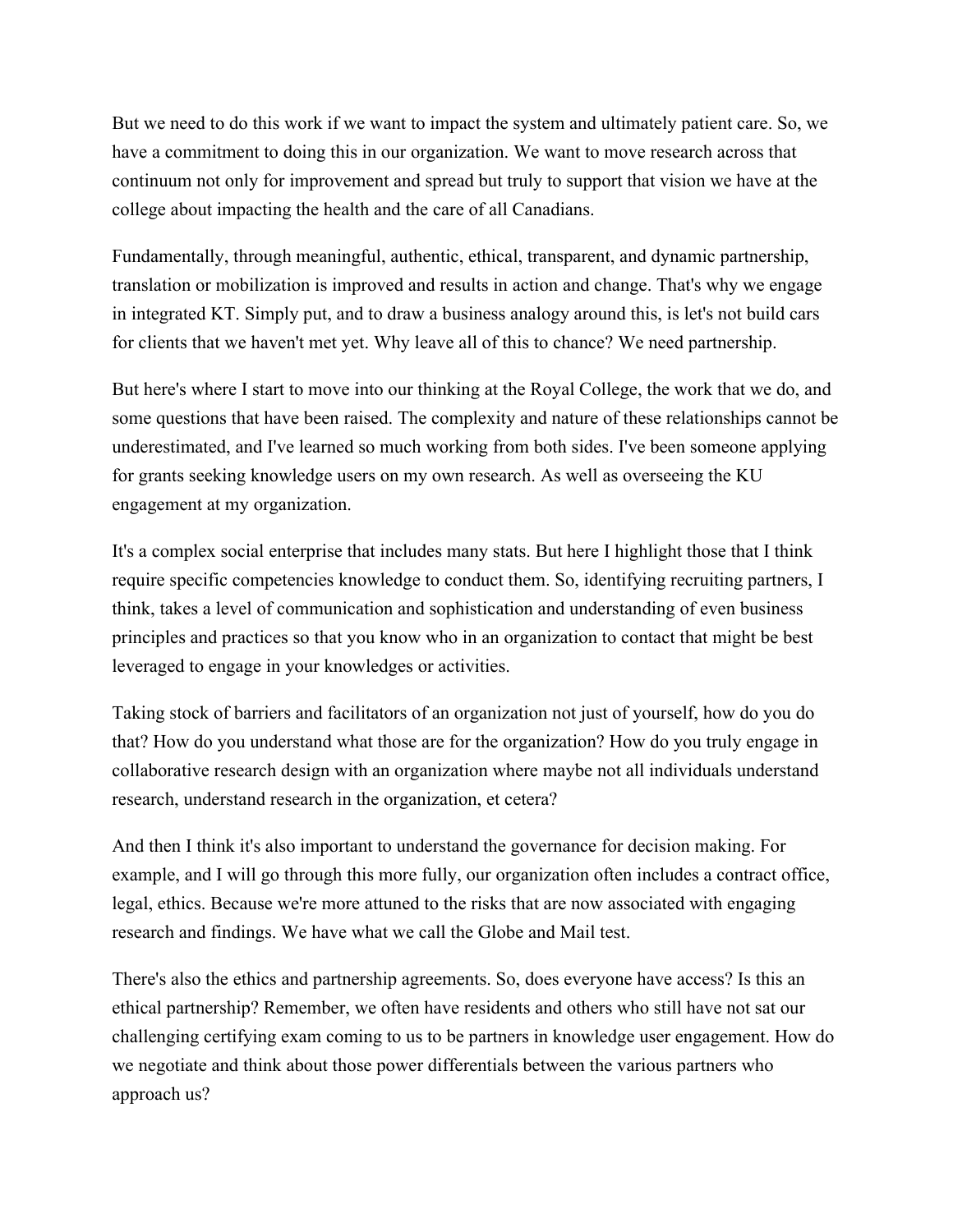But we need to do this work if we want to impact the system and ultimately patient care. So, we have a commitment to doing this in our organization. We want to move research across that continuum not only for improvement and spread but truly to support that vision we have at the college about impacting the health and the care of all Canadians.

Fundamentally, through meaningful, authentic, ethical, transparent, and dynamic partnership, translation or mobilization is improved and results in action and change. That's why we engage in integrated KT. Simply put, and to draw a business analogy around this, is let's not build cars for clients that we haven't met yet. Why leave all of this to chance? We need partnership.

But here's where I start to move into our thinking at the Royal College, the work that we do, and some questions that have been raised. The complexity and nature of these relationships cannot be underestimated, and I've learned so much working from both sides. I've been someone applying for grants seeking knowledge users on my own research. As well as overseeing the KU engagement at my organization.

It's a complex social enterprise that includes many stats. But here I highlight those that I think require specific competencies knowledge to conduct them. So, identifying recruiting partners, I think, takes a level of communication and sophistication and understanding of even business principles and practices so that you know who in an organization to contact that might be best leveraged to engage in your knowledges or activities.

Taking stock of barriers and facilitators of an organization not just of yourself, how do you do that? How do you understand what those are for the organization? How do you truly engage in collaborative research design with an organization where maybe not all individuals understand research, understand research in the organization, et cetera?

And then I think it's also important to understand the governance for decision making. For example, and I will go through this more fully, our organization often includes a contract office, legal, ethics. Because we're more attuned to the risks that are now associated with engaging research and findings. We have what we call the Globe and Mail test.

There's also the ethics and partnership agreements. So, does everyone have access? Is this an ethical partnership? Remember, we often have residents and others who still have not sat our challenging certifying exam coming to us to be partners in knowledge user engagement. How do we negotiate and think about those power differentials between the various partners who approach us?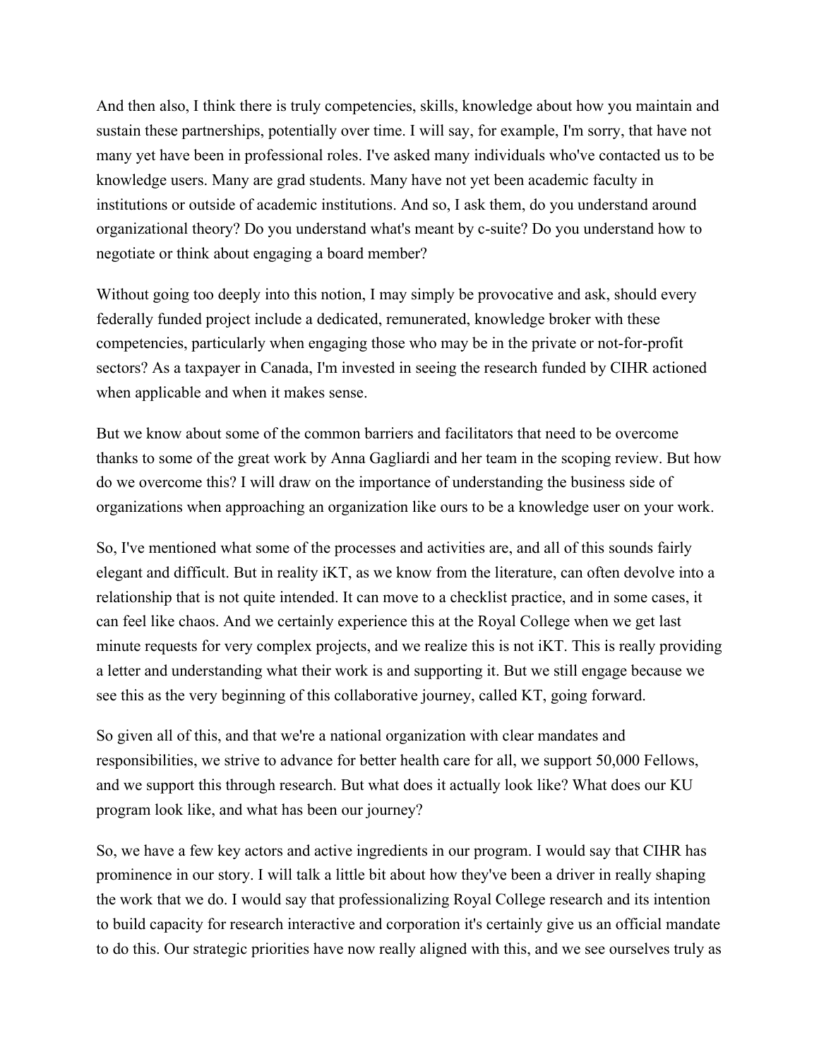And then also, I think there is truly competencies, skills, knowledge about how you maintain and sustain these partnerships, potentially over time. I will say, for example, I'm sorry, that have not many yet have been in professional roles. I've asked many individuals who've contacted us to be knowledge users. Many are grad students. Many have not yet been academic faculty in institutions or outside of academic institutions. And so, I ask them, do you understand around organizational theory? Do you understand what's meant by c-suite? Do you understand how to negotiate or think about engaging a board member?

Without going too deeply into this notion, I may simply be provocative and ask, should every federally funded project include a dedicated, remunerated, knowledge broker with these competencies, particularly when engaging those who may be in the private or not-for-profit sectors? As a taxpayer in Canada, I'm invested in seeing the research funded by CIHR actioned when applicable and when it makes sense.

But we know about some of the common barriers and facilitators that need to be overcome thanks to some of the great work by Anna Gagliardi and her team in the scoping review. But how do we overcome this? I will draw on the importance of understanding the business side of organizations when approaching an organization like ours to be a knowledge user on your work.

So, I've mentioned what some of the processes and activities are, and all of this sounds fairly elegant and difficult. But in reality iKT, as we know from the literature, can often devolve into a relationship that is not quite intended. It can move to a checklist practice, and in some cases, it can feel like chaos. And we certainly experience this at the Royal College when we get last minute requests for very complex projects, and we realize this is not iKT. This is really providing a letter and understanding what their work is and supporting it. But we still engage because we see this as the very beginning of this collaborative journey, called KT, going forward.

So given all of this, and that we're a national organization with clear mandates and responsibilities, we strive to advance for better health care for all, we support 50,000 Fellows, and we support this through research. But what does it actually look like? What does our KU program look like, and what has been our journey?

So, we have a few key actors and active ingredients in our program. I would say that CIHR has prominence in our story. I will talk a little bit about how they've been a driver in really shaping the work that we do. I would say that professionalizing Royal College research and its intention to build capacity for research interactive and corporation it's certainly give us an official mandate to do this. Our strategic priorities have now really aligned with this, and we see ourselves truly as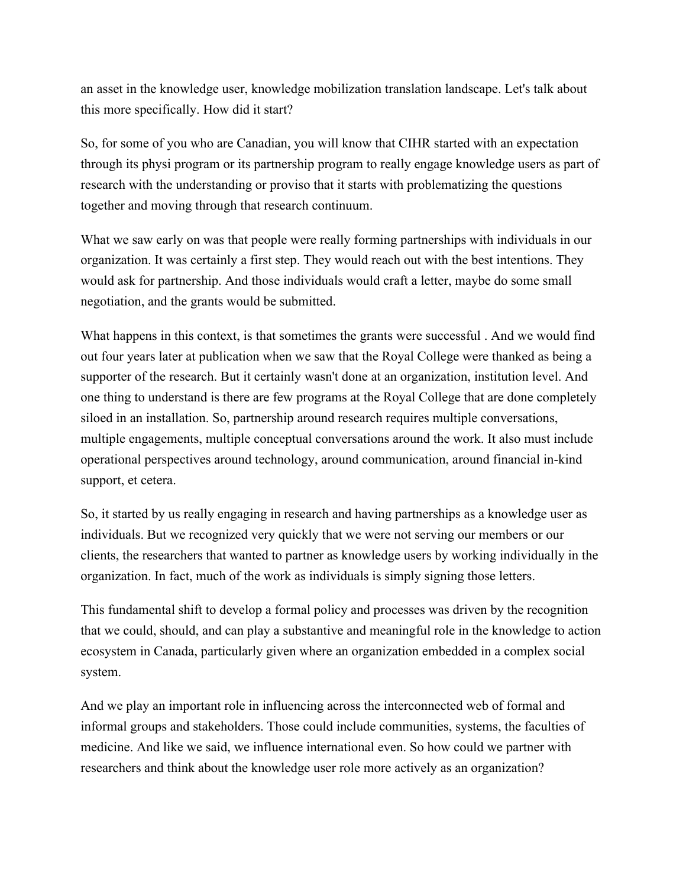an asset in the knowledge user, knowledge mobilization translation landscape. Let's talk about this more specifically. How did it start?

So, for some of you who are Canadian, you will know that CIHR started with an expectation through its physi program or its partnership program to really engage knowledge users as part of research with the understanding or proviso that it starts with problematizing the questions together and moving through that research continuum.

What we saw early on was that people were really forming partnerships with individuals in our organization. It was certainly a first step. They would reach out with the best intentions. They would ask for partnership. And those individuals would craft a letter, maybe do some small negotiation, and the grants would be submitted.

What happens in this context, is that sometimes the grants were successful . And we would find out four years later at publication when we saw that the Royal College were thanked as being a supporter of the research. But it certainly wasn't done at an organization, institution level. And one thing to understand is there are few programs at the Royal College that are done completely siloed in an installation. So, partnership around research requires multiple conversations, multiple engagements, multiple conceptual conversations around the work. It also must include operational perspectives around technology, around communication, around financial in-kind support, et cetera.

So, it started by us really engaging in research and having partnerships as a knowledge user as individuals. But we recognized very quickly that we were not serving our members or our clients, the researchers that wanted to partner as knowledge users by working individually in the organization. In fact, much of the work as individuals is simply signing those letters.

This fundamental shift to develop a formal policy and processes was driven by the recognition that we could, should, and can play a substantive and meaningful role in the knowledge to action ecosystem in Canada, particularly given where an organization embedded in a complex social system.

And we play an important role in influencing across the interconnected web of formal and informal groups and stakeholders. Those could include communities, systems, the faculties of medicine. And like we said, we influence international even. So how could we partner with researchers and think about the knowledge user role more actively as an organization?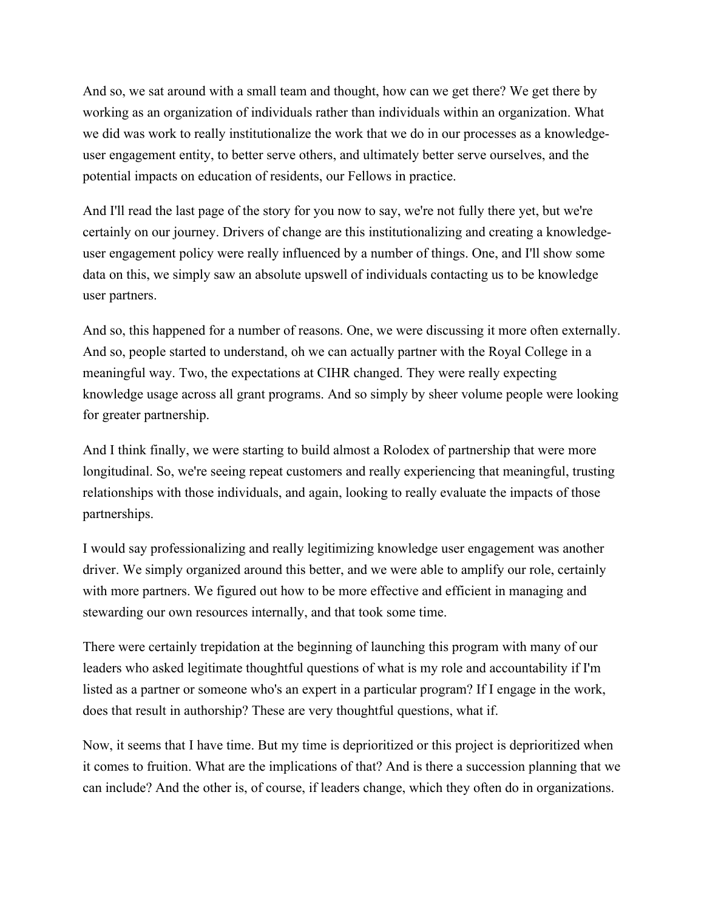And so, we sat around with a small team and thought, how can we get there? We get there by working as an organization of individuals rather than individuals within an organization. What we did was work to really institutionalize the work that we do in our processes as a knowledge-user engagement entity, to better serve others, and ultimately better serve ourselves, and the potential impacts on education of residents, our Fellows in practice.

And I'll read the last page of the story for you now to say, we're not fully there yet, but we're certainly on our journey. Drivers of change are this institutionalizing and creating a knowledge-user engagement policy were really influenced by a number of things. One, and I'll show some data on this, we simply saw an absolute upswell of individuals contacting us to be knowledge user partners.

And so, this happened for a number of reasons. One, we were discussing it more often externally. And so, people started to understand, oh we can actually partner with the Royal College in a meaningful way. Two, the expectations at CIHR changed. They were really expecting knowledge usage across all grant programs. And so simply by sheer volume people were looking for greater partnership.

And I think finally, we were starting to build almost a Rolodex of partnership that were more longitudinal. So, we're seeing repeat customers and really experiencing that meaningful, trusting relationships with those individuals, and again, looking to really evaluate the impacts of those partnerships.

I would say professionalizing and really legitimizing knowledge user engagement was another driver. We simply organized around this better, and we were able to amplify our role, certainly with more partners. We figured out how to be more effective and efficient in managing and stewarding our own resources internally, and that took some time.

There were certainly trepidation at the beginning of launching this program with many of our leaders who asked legitimate thoughtful questions of what is my role and accountability if I'm listed as a partner or someone who's an expert in a particular program? If I engage in the work, does that result in authorship? These are very thoughtful questions, what if.

Now, it seems that I have time. But my time is deprioritized or this project is deprioritized when it comes to fruition. What are the implications of that? And is there a succession planning that we can include? And the other is, of course, if leaders change, which they often do in organizations.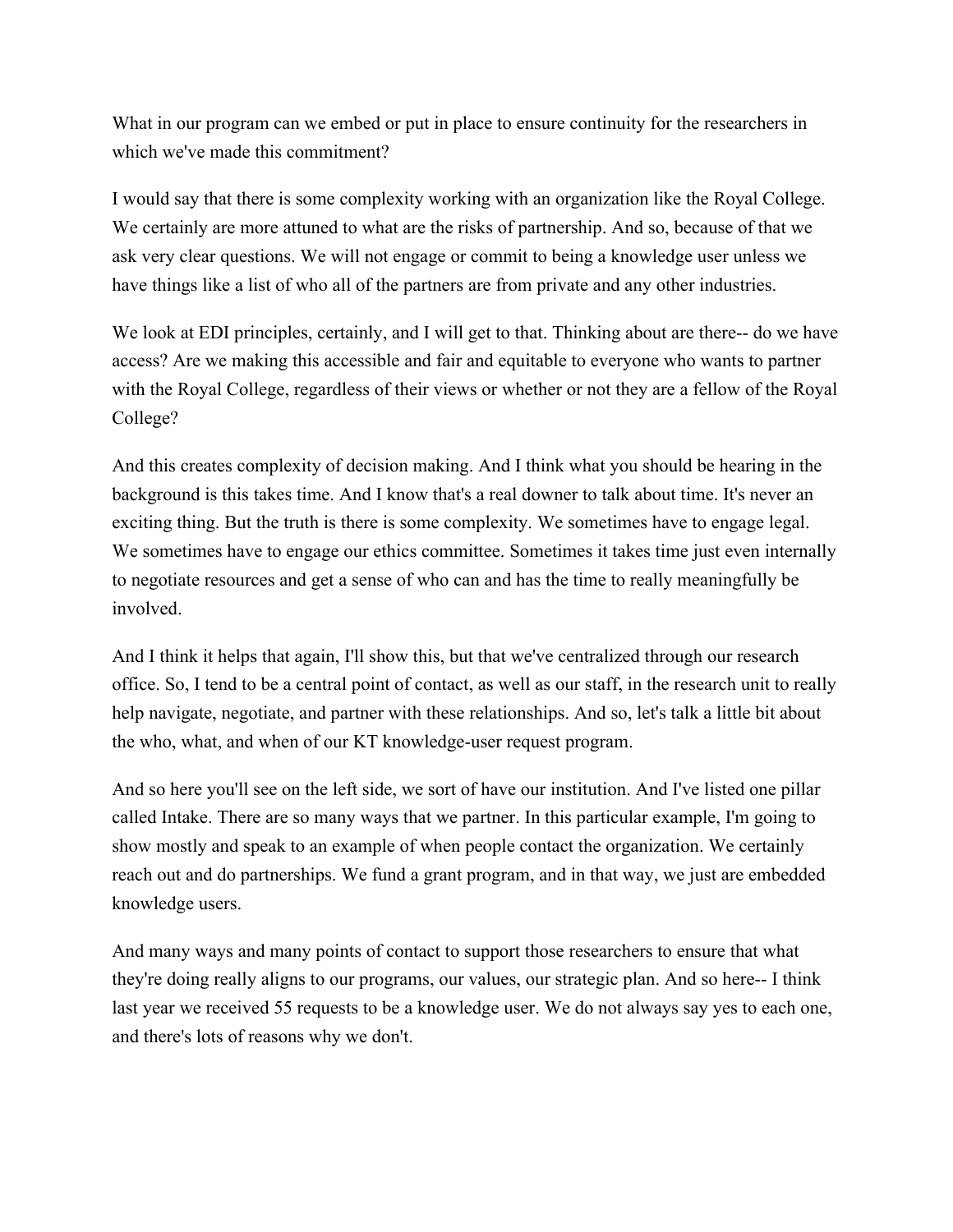What in our program can we embed or put in place to ensure continuity for the researchers in which we've made this commitment?

I would say that there is some complexity working with an organization like the Royal College. We certainly are more attuned to what are the risks of partnership. And so, because of that we ask very clear questions. We will not engage or commit to being a knowledge user unless we have things like a list of who all of the partners are from private and any other industries.

We look at EDI principles, certainly, and I will get to that. Thinking about are there-- do we have access? Are we making this accessible and fair and equitable to everyone who wants to partner with the Royal College, regardless of their views or whether or not they are a fellow of the Royal College?

And this creates complexity of decision making. And I think what you should be hearing in the background is this takes time. And I know that's a real downer to talk about time. It's never an exciting thing. But the truth is there is some complexity. We sometimes have to engage legal. We sometimes have to engage our ethics committee. Sometimes it takes time just even internally to negotiate resources and get a sense of who can and has the time to really meaningfully be involved.

And I think it helps that again, I'll show this, but that we've centralized through our research office. So, I tend to be a central point of contact, as well as our staff, in the research unit to really help navigate, negotiate, and partner with these relationships. And so, let's talk a little bit about the who, what, and when of our KT knowledge-user request program.

And so here you'll see on the left side, we sort of have our institution. And I've listed one pillar called Intake. There are so many ways that we partner. In this particular example, I'm going to show mostly and speak to an example of when people contact the organization. We certainly reach out and do partnerships. We fund a grant program, and in that way, we just are embedded knowledge users.

And many ways and many points of contact to support those researchers to ensure that what they're doing really aligns to our programs, our values, our strategic plan. And so here-- I think last year we received 55 requests to be a knowledge user. We do not always say yes to each one, and there's lots of reasons why we don't.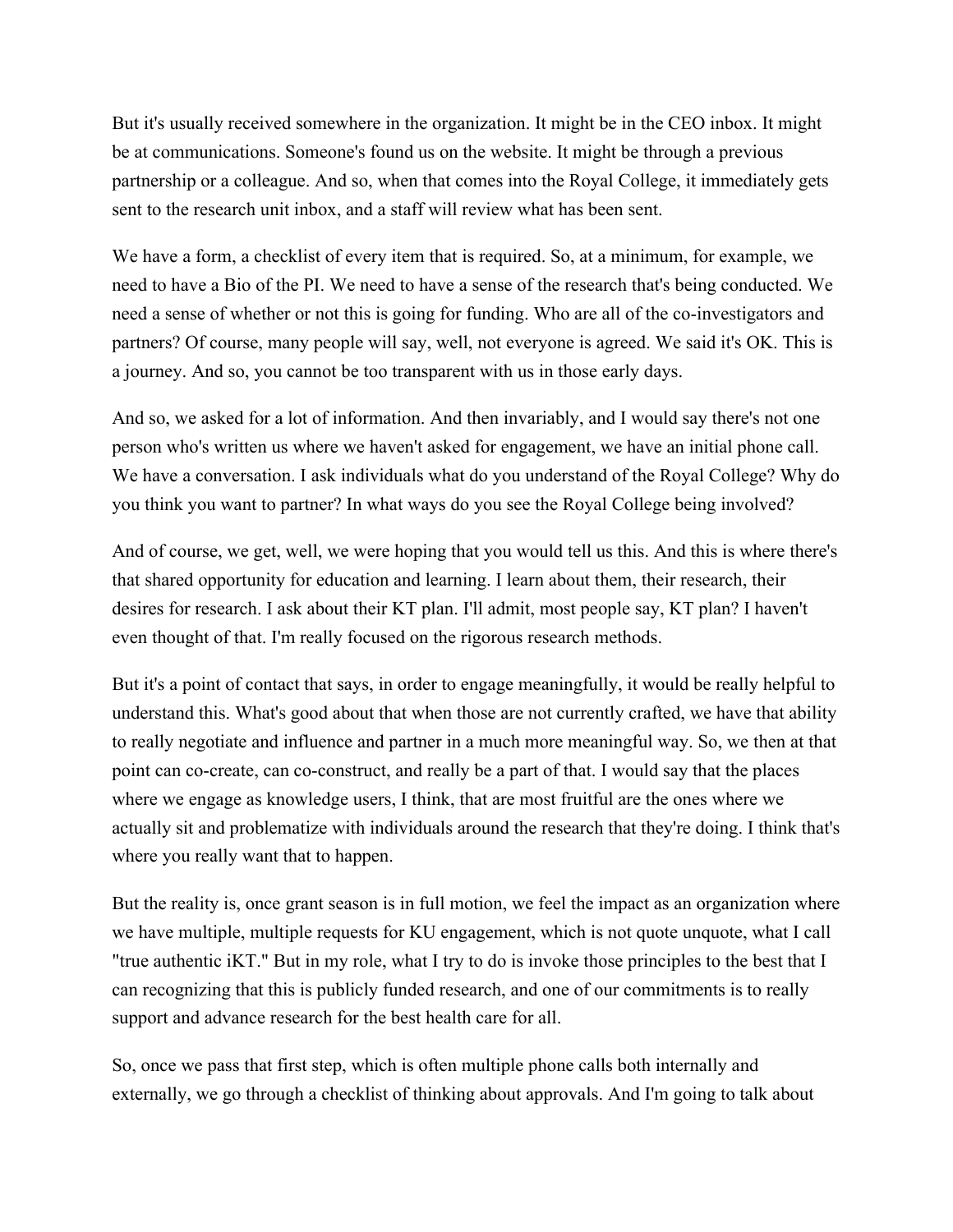But it's usually received somewhere in the organization. It might be in the CEO inbox. It might be at communications. Someone's found us on the website. It might be through a previous partnership or a colleague. And so, when that comes into the Royal College, it immediately gets sent to the research unit inbox, and a staff will review what has been sent.

We have a form, a checklist of every item that is required. So, at a minimum, for example, we need to have a Bio of the PI. We need to have a sense of the research that's being conducted. We need a sense of whether or not this is going for funding. Who are all of the co-investigators and partners? Of course, many people will say, well, not everyone is agreed. We said it's OK. This is a journey. And so, you cannot be too transparent with us in those early days.

And so, we asked for a lot of information. And then invariably, and I would say there's not one person who's written us where we haven't asked for engagement, we have an initial phone call. We have a conversation. I ask individuals what do you understand of the Royal College? Why do you think you want to partner? In what ways do you see the Royal College being involved?

And of course, we get, well, we were hoping that you would tell us this. And this is where there's that shared opportunity for education and learning. I learn about them, their research, their desires for research. I ask about their KT plan. I'll admit, most people say, KT plan? I haven't even thought of that. I'm really focused on the rigorous research methods.

But it's a point of contact that says, in order to engage meaningfully, it would be really helpful to understand this. What's good about that when those are not currently crafted, we have that ability to really negotiate and influence and partner in a much more meaningful way. So, we then at that point can co-create, can co-construct, and really be a part of that. I would say that the places where we engage as knowledge users, I think, that are most fruitful are the ones where we actually sit and problematize with individuals around the research that they're doing. I think that's where you really want that to happen.

But the reality is, once grant season is in full motion, we feel the impact as an organization where we have multiple, multiple requests for KU engagement, which is not quote unquote, what I call "true authentic iKT." But in my role, what I try to do is invoke those principles to the best that I can recognizing that this is publicly funded research, and one of our commitments is to really support and advance research for the best health care for all.

So, once we pass that first step, which is often multiple phone calls both internally and externally, we go through a checklist of thinking about approvals. And I'm going to talk about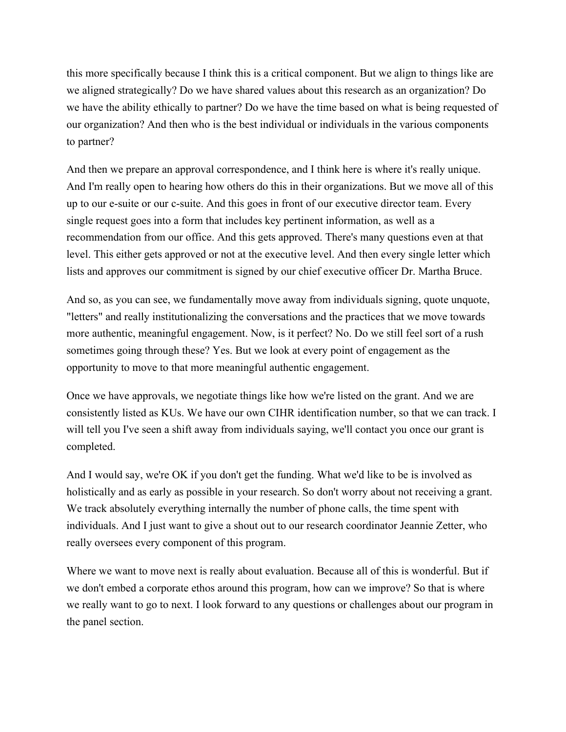this more specifically because I think this is a critical component. But we align to things like are we aligned strategically? Do we have shared values about this research as an organization? Do we have the ability ethically to partner? Do we have the time based on what is being requested of our organization? And then who is the best individual or individuals in the various components to partner?

And then we prepare an approval correspondence, and I think here is where it's really unique. And I'm really open to hearing how others do this in their organizations. But we move all of this up to our e-suite or our c-suite. And this goes in front of our executive director team. Every single request goes into a form that includes key pertinent information, as well as a recommendation from our office. And this gets approved. There's many questions even at that level. This either gets approved or not at the executive level. And then every single letter which lists and approves our commitment is signed by our chief executive officer Dr. Martha Bruce.

And so, as you can see, we fundamentally move away from individuals signing, quote unquote, "letters" and really institutionalizing the conversations and the practices that we move towards more authentic, meaningful engagement. Now, is it perfect? No. Do we still feel sort of a rush sometimes going through these? Yes. But we look at every point of engagement as the opportunity to move to that more meaningful authentic engagement.

Once we have approvals, we negotiate things like how we're listed on the grant. And we are consistently listed as KUs. We have our own CIHR identification number, so that we can track. I will tell you I've seen a shift away from individuals saying, we'll contact you once our grant is completed.

And I would say, we're OK if you don't get the funding. What we'd like to be is involved as holistically and as early as possible in your research. So don't worry about not receiving a grant. We track absolutely everything internally the number of phone calls, the time spent with individuals. And I just want to give a shout out to our research coordinator Jeannie Zetter, who really oversees every component of this program.

Where we want to move next is really about evaluation. Because all of this is wonderful. But if we don't embed a corporate ethos around this program, how can we improve? So that is where we really want to go to next. I look forward to any questions or challenges about our program in the panel section.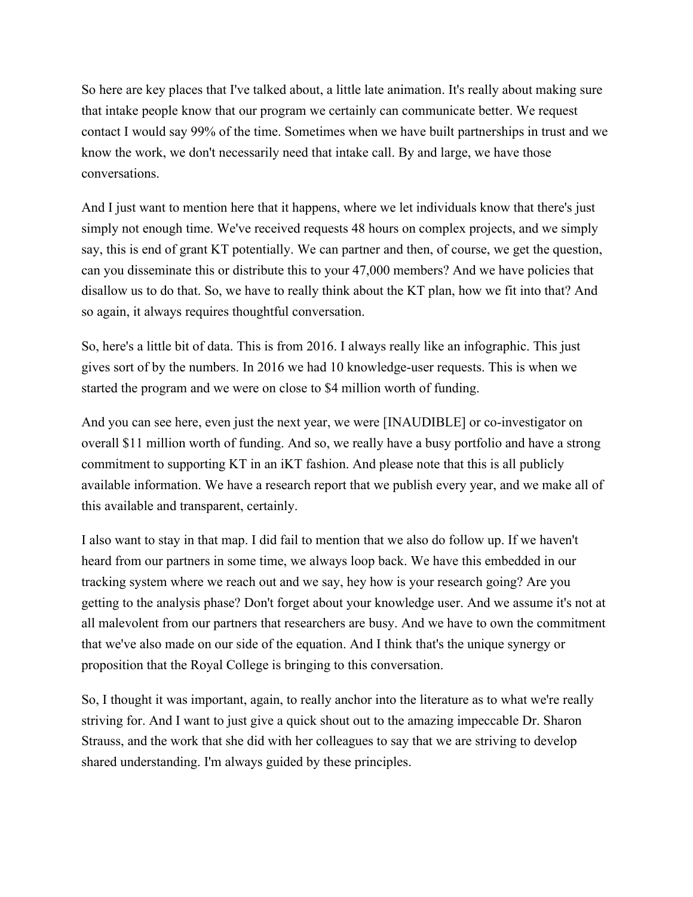So here are key places that I've talked about, a little late animation. It's really about making sure that intake people know that our program we certainly can communicate better. We request contact I would say 99% of the time. Sometimes when we have built partnerships in trust and we know the work, we don't necessarily need that intake call. By and large, we have those conversations.

And I just want to mention here that it happens, where we let individuals know that there's just simply not enough time. We've received requests 48 hours on complex projects, and we simply say, this is end of grant KT potentially. We can partner and then, of course, we get the question, can you disseminate this or distribute this to your 47,000 members? And we have policies that disallow us to do that. So, we have to really think about the KT plan, how we fit into that? And so again, it always requires thoughtful conversation.

So, here's a little bit of data. This is from 2016. I always really like an infographic. This just gives sort of by the numbers. In 2016 we had 10 knowledge-user requests. This is when we started the program and we were on close to $4 million worth of funding.

And you can see here, even just the next year, we were [INAUDIBLE] or co-investigator on overall $11 million worth of funding. And so, we really have a busy portfolio and have a strong commitment to supporting KT in an iKT fashion. And please note that this is all publicly available information. We have a research report that we publish every year, and we make all of this available and transparent, certainly.

I also want to stay in that map. I did fail to mention that we also do follow up. If we haven't heard from our partners in some time, we always loop back. We have this embedded in our tracking system where we reach out and we say, hey how is your research going? Are you getting to the analysis phase? Don't forget about your knowledge user. And we assume it's not at all malevolent from our partners that researchers are busy. And we have to own the commitment that we've also made on our side of the equation. And I think that's the unique synergy or proposition that the Royal College is bringing to this conversation.

So, I thought it was important, again, to really anchor into the literature as to what we're really striving for. And I want to just give a quick shout out to the amazing impeccable Dr. Sharon Strauss, and the work that she did with her colleagues to say that we are striving to develop shared understanding. I'm always guided by these principles.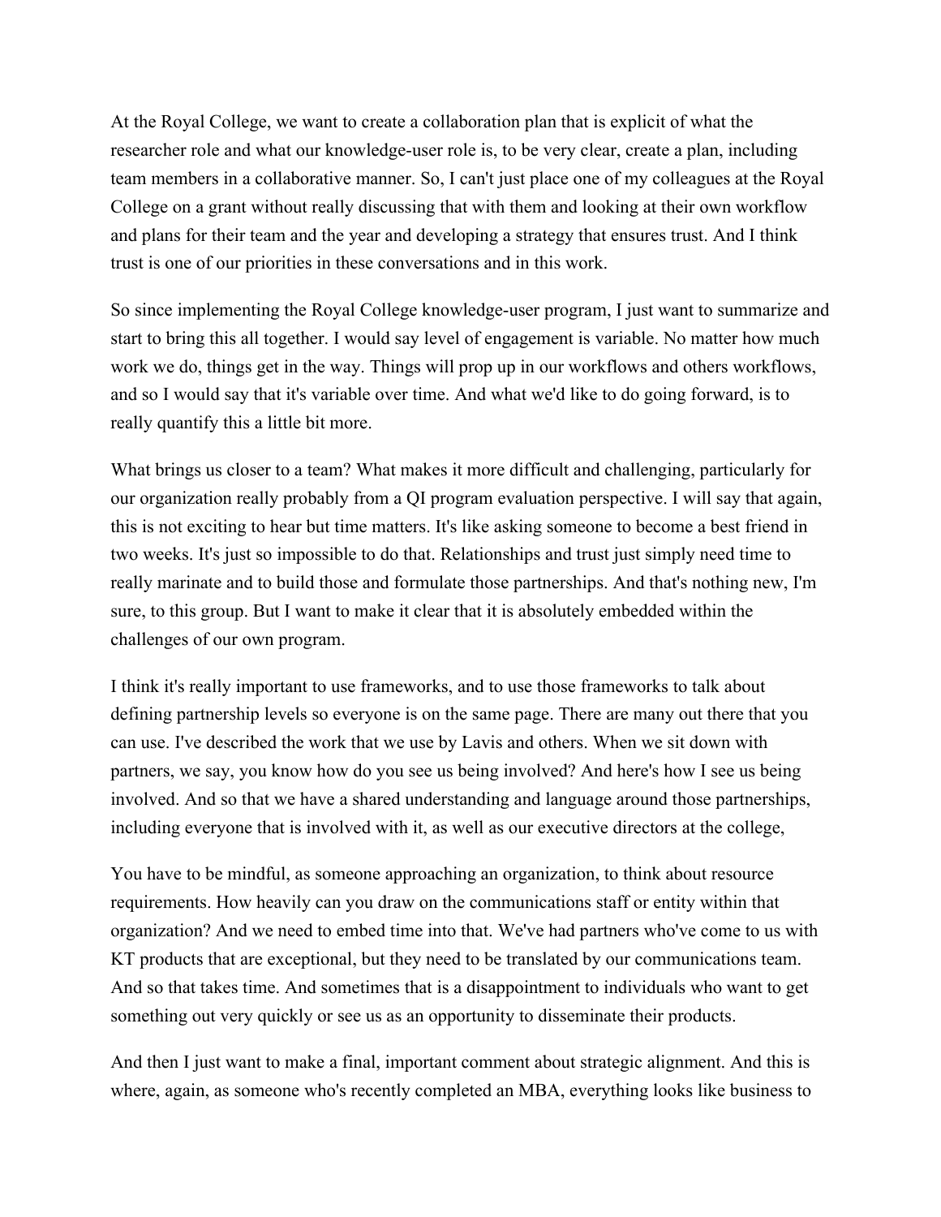At the Royal College, we want to create a collaboration plan that is explicit of what the researcher role and what our knowledge-user role is, to be very clear, create a plan, including team members in a collaborative manner. So, I can't just place one of my colleagues at the Royal College on a grant without really discussing that with them and looking at their own workflow and plans for their team and the year and developing a strategy that ensures trust. And I think trust is one of our priorities in these conversations and in this work.

So since implementing the Royal College knowledge-user program, I just want to summarize and start to bring this all together. I would say level of engagement is variable. No matter how much work we do, things get in the way. Things will prop up in our workflows and others workflows, and so I would say that it's variable over time. And what we'd like to do going forward, is to really quantify this a little bit more.

What brings us closer to a team? What makes it more difficult and challenging, particularly for our organization really probably from a QI program evaluation perspective. I will say that again, this is not exciting to hear but time matters. It's like asking someone to become a best friend in two weeks. It's just so impossible to do that. Relationships and trust just simply need time to really marinate and to build those and formulate those partnerships. And that's nothing new, I'm sure, to this group. But I want to make it clear that it is absolutely embedded within the challenges of our own program.

I think it's really important to use frameworks, and to use those frameworks to talk about defining partnership levels so everyone is on the same page. There are many out there that you can use. I've described the work that we use by Lavis and others. When we sit down with partners, we say, you know how do you see us being involved? And here's how I see us being involved. And so that we have a shared understanding and language around those partnerships, including everyone that is involved with it, as well as our executive directors at the college,

You have to be mindful, as someone approaching an organization, to think about resource requirements. How heavily can you draw on the communications staff or entity within that organization? And we need to embed time into that. We've had partners who've come to us with KT products that are exceptional, but they need to be translated by our communications team. And so that takes time. And sometimes that is a disappointment to individuals who want to get something out very quickly or see us as an opportunity to disseminate their products.

And then I just want to make a final, important comment about strategic alignment. And this is where, again, as someone who's recently completed an MBA, everything looks like business to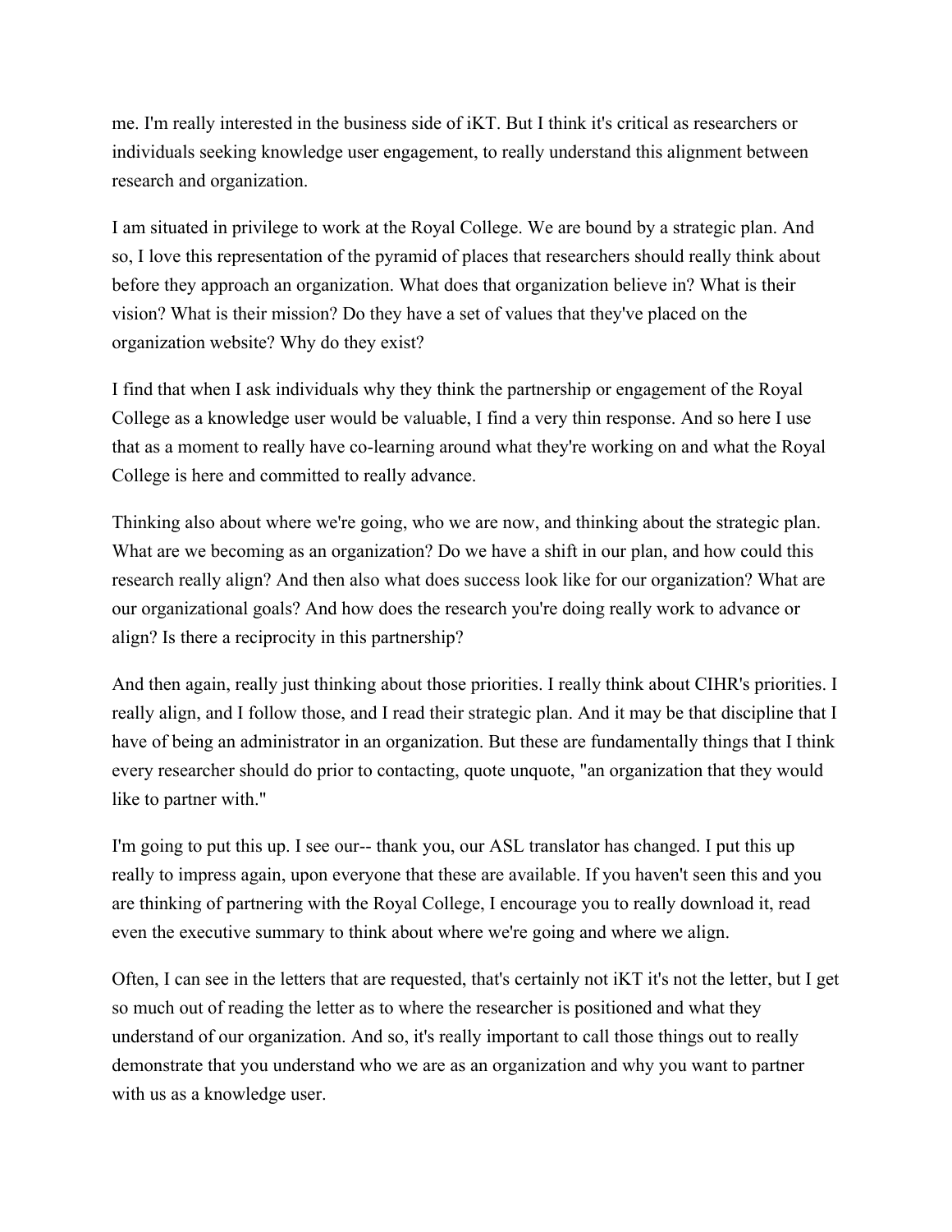me. I'm really interested in the business side of iKT. But I think it's critical as researchers or individuals seeking knowledge user engagement, to really understand this alignment between research and organization.

I am situated in privilege to work at the Royal College. We are bound by a strategic plan. And so, I love this representation of the pyramid of places that researchers should really think about before they approach an organization. What does that organization believe in? What is their vision? What is their mission? Do they have a set of values that they've placed on the organization website? Why do they exist?

I find that when I ask individuals why they think the partnership or engagement of the Royal College as a knowledge user would be valuable, I find a very thin response. And so here I use that as a moment to really have co-learning around what they're working on and what the Royal College is here and committed to really advance.

Thinking also about where we're going, who we are now, and thinking about the strategic plan. What are we becoming as an organization? Do we have a shift in our plan, and how could this research really align? And then also what does success look like for our organization? What are our organizational goals? And how does the research you're doing really work to advance or align? Is there a reciprocity in this partnership?

And then again, really just thinking about those priorities. I really think about CIHR's priorities. I really align, and I follow those, and I read their strategic plan. And it may be that discipline that I have of being an administrator in an organization. But these are fundamentally things that I think every researcher should do prior to contacting, quote unquote, "an organization that they would like to partner with."

I'm going to put this up. I see our-- thank you, our ASL translator has changed. I put this up really to impress again, upon everyone that these are available. If you haven't seen this and you are thinking of partnering with the Royal College, I encourage you to really download it, read even the executive summary to think about where we're going and where we align.

Often, I can see in the letters that are requested, that's certainly not iKT it's not the letter, but I get so much out of reading the letter as to where the researcher is positioned and what they understand of our organization. And so, it's really important to call those things out to really demonstrate that you understand who we are as an organization and why you want to partner with us as a knowledge user.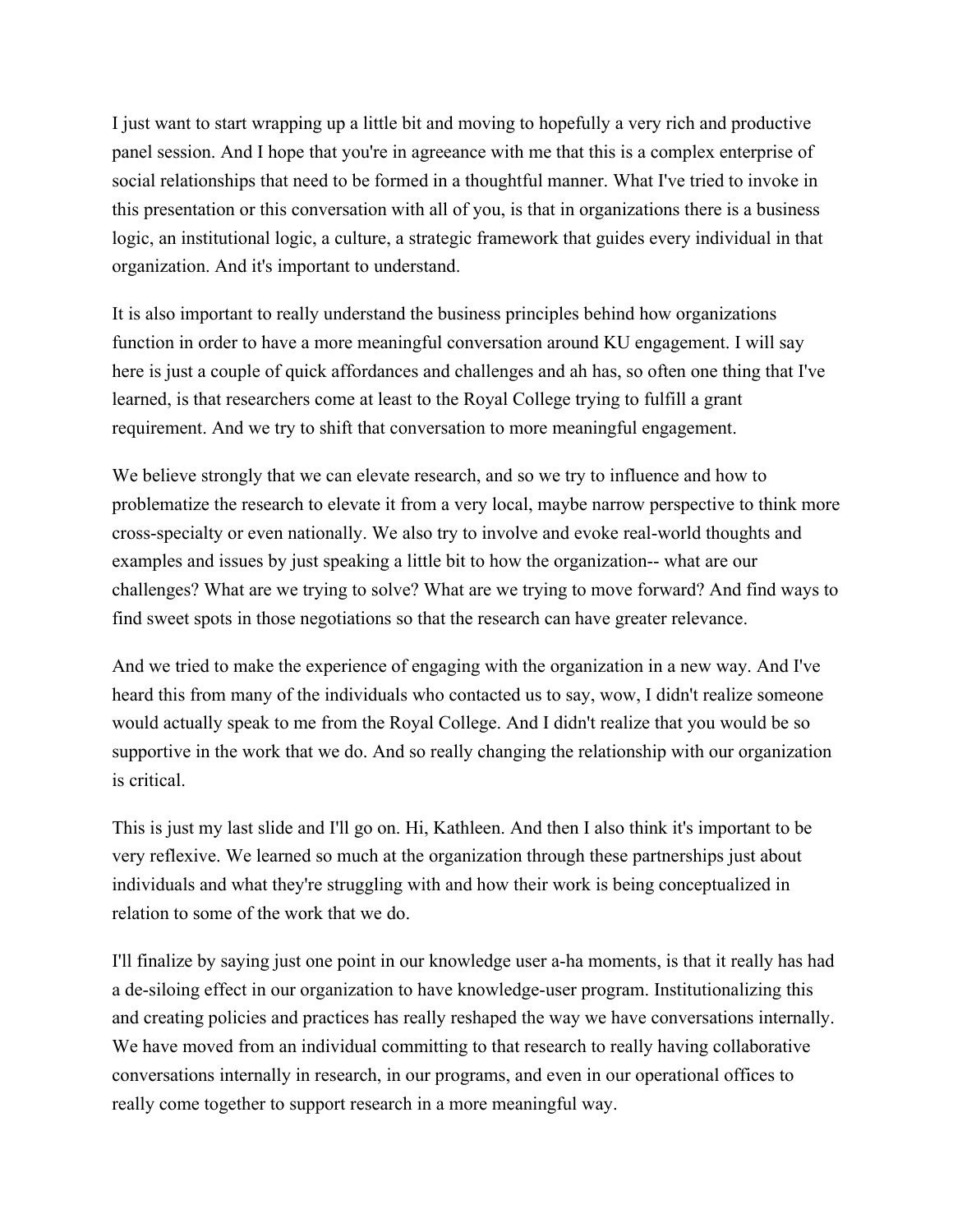I just want to start wrapping up a little bit and moving to hopefully a very rich and productive panel session. And I hope that you're in agreeance with me that this is a complex enterprise of social relationships that need to be formed in a thoughtful manner. What I've tried to invoke in this presentation or this conversation with all of you, is that in organizations there is a business logic, an institutional logic, a culture, a strategic framework that guides every individual in that organization. And it's important to understand.

It is also important to really understand the business principles behind how organizations function in order to have a more meaningful conversation around KU engagement. I will say here is just a couple of quick affordances and challenges and ah has, so often one thing that I've learned, is that researchers come at least to the Royal College trying to fulfill a grant requirement. And we try to shift that conversation to more meaningful engagement.

We believe strongly that we can elevate research, and so we try to influence and how to problematize the research to elevate it from a very local, maybe narrow perspective to think more cross-specialty or even nationally. We also try to involve and evoke real-world thoughts and examples and issues by just speaking a little bit to how the organization-- what are our challenges? What are we trying to solve? What are we trying to move forward? And find ways to find sweet spots in those negotiations so that the research can have greater relevance.

And we tried to make the experience of engaging with the organization in a new way. And I've heard this from many of the individuals who contacted us to say, wow, I didn't realize someone would actually speak to me from the Royal College. And I didn't realize that you would be so supportive in the work that we do. And so really changing the relationship with our organization is critical.

This is just my last slide and I'll go on. Hi, Kathleen. And then I also think it's important to be very reflexive. We learned so much at the organization through these partnerships just about individuals and what they're struggling with and how their work is being conceptualized in relation to some of the work that we do.

I'll finalize by saying just one point in our knowledge user a-ha moments, is that it really has had a de-siloing effect in our organization to have knowledge-user program. Institutionalizing this and creating policies and practices has really reshaped the way we have conversations internally. We have moved from an individual committing to that research to really having collaborative conversations internally in research, in our programs, and even in our operational offices to really come together to support research in a more meaningful way.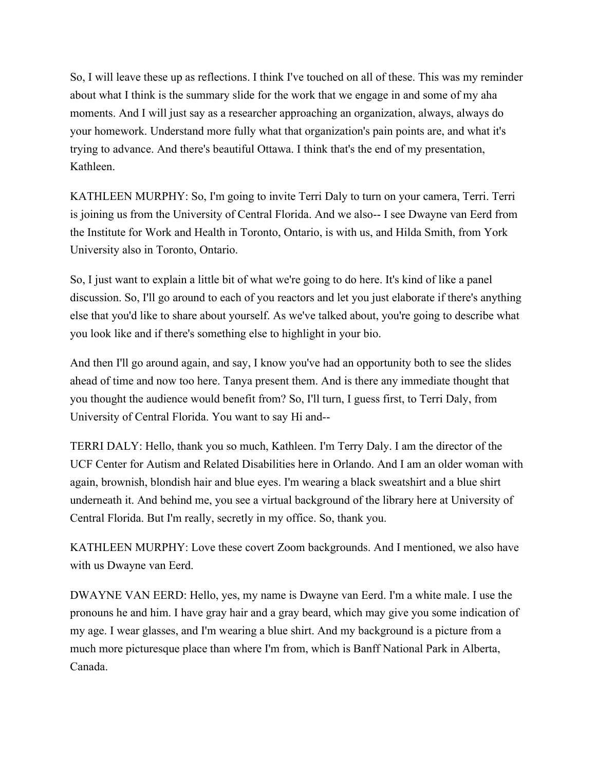So, I will leave these up as reflections. I think I've touched on all of these. This was my reminder about what I think is the summary slide for the work that we engage in and some of my aha moments. And I will just say as a researcher approaching an organization, always, always do your homework. Understand more fully what that organization's pain points are, and what it's trying to advance. And there's beautiful Ottawa. I think that's the end of my presentation, Kathleen.

KATHLEEN MURPHY: So, I'm going to invite Terri Daly to turn on your camera, Terri. Terri is joining us from the University of Central Florida. And we also-- I see Dwayne van Eerd from the Institute for Work and Health in Toronto, Ontario, is with us, and Hilda Smith, from York University also in Toronto, Ontario.

So, I just want to explain a little bit of what we're going to do here. It's kind of like a panel discussion. So, I'll go around to each of you reactors and let you just elaborate if there's anything else that you'd like to share about yourself. As we've talked about, you're going to describe what you look like and if there's something else to highlight in your bio.

And then I'll go around again, and say, I know you've had an opportunity both to see the slides ahead of time and now too here. Tanya present them. And is there any immediate thought that you thought the audience would benefit from? So, I'll turn, I guess first, to Terri Daly, from University of Central Florida. You want to say Hi and--

TERRI DALY: Hello, thank you so much, Kathleen. I'm Terry Daly. I am the director of the UCF Center for Autism and Related Disabilities here in Orlando. And I am an older woman with again, brownish, blondish hair and blue eyes. I'm wearing a black sweatshirt and a blue shirt underneath it. And behind me, you see a virtual background of the library here at University of Central Florida. But I'm really, secretly in my office. So, thank you.

KATHLEEN MURPHY: Love these covert Zoom backgrounds. And I mentioned, we also have with us Dwayne van Eerd.

DWAYNE VAN EERD: Hello, yes, my name is Dwayne van Eerd. I'm a white male. I use the pronouns he and him. I have gray hair and a gray beard, which may give you some indication of my age. I wear glasses, and I'm wearing a blue shirt. And my background is a picture from a much more picturesque place than where I'm from, which is Banff National Park in Alberta, Canada.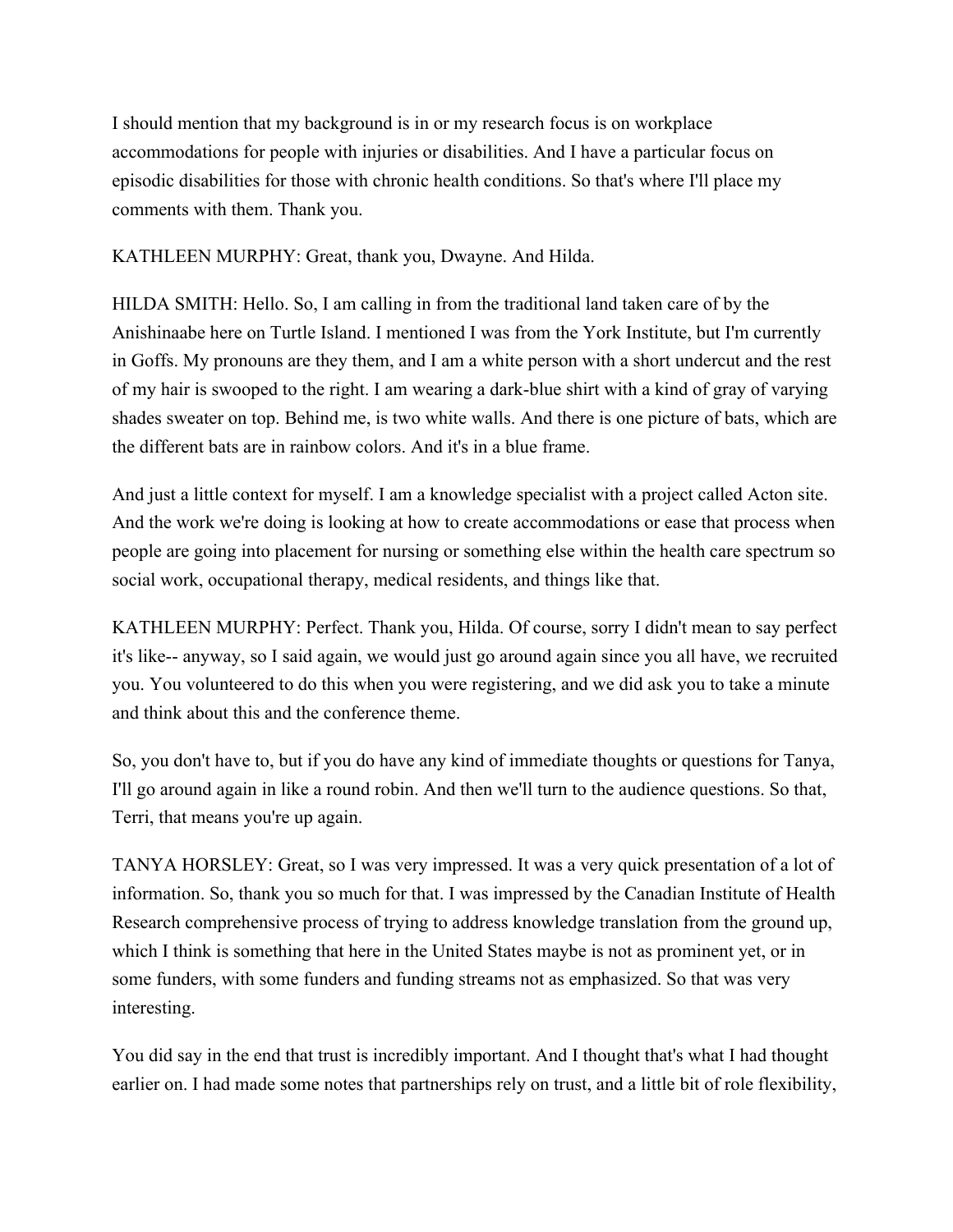I should mention that my background is in or my research focus is on workplace accommodations for people with injuries or disabilities. And I have a particular focus on episodic disabilities for those with chronic health conditions. So that's where I'll place my comments with them. Thank you.

KATHLEEN MURPHY: Great, thank you, Dwayne. And Hilda.

HILDA SMITH: Hello. So, I am calling in from the traditional land taken care of by the Anishinaabe here on Turtle Island. I mentioned I was from the York Institute, but I'm currently in Goffs. My pronouns are they them, and I am a white person with a short undercut and the rest of my hair is swooped to the right. I am wearing a dark-blue shirt with a kind of gray of varying shades sweater on top. Behind me, is two white walls. And there is one picture of bats, which are the different bats are in rainbow colors. And it's in a blue frame.

And just a little context for myself. I am a knowledge specialist with a project called Acton site. And the work we're doing is looking at how to create accommodations or ease that process when people are going into placement for nursing or something else within the health care spectrum so social work, occupational therapy, medical residents, and things like that.

KATHLEEN MURPHY: Perfect. Thank you, Hilda. Of course, sorry I didn't mean to say perfect it's like-- anyway, so I said again, we would just go around again since you all have, we recruited you. You volunteered to do this when you were registering, and we did ask you to take a minute and think about this and the conference theme.

So, you don't have to, but if you do have any kind of immediate thoughts or questions for Tanya, I'll go around again in like a round robin. And then we'll turn to the audience questions. So that, Terri, that means you're up again.

TANYA HORSLEY: Great, so I was very impressed. It was a very quick presentation of a lot of information. So, thank you so much for that. I was impressed by the Canadian Institute of Health Research comprehensive process of trying to address knowledge translation from the ground up, which I think is something that here in the United States maybe is not as prominent yet, or in some funders, with some funders and funding streams not as emphasized. So that was very interesting.

You did say in the end that trust is incredibly important. And I thought that's what I had thought earlier on. I had made some notes that partnerships rely on trust, and a little bit of role flexibility,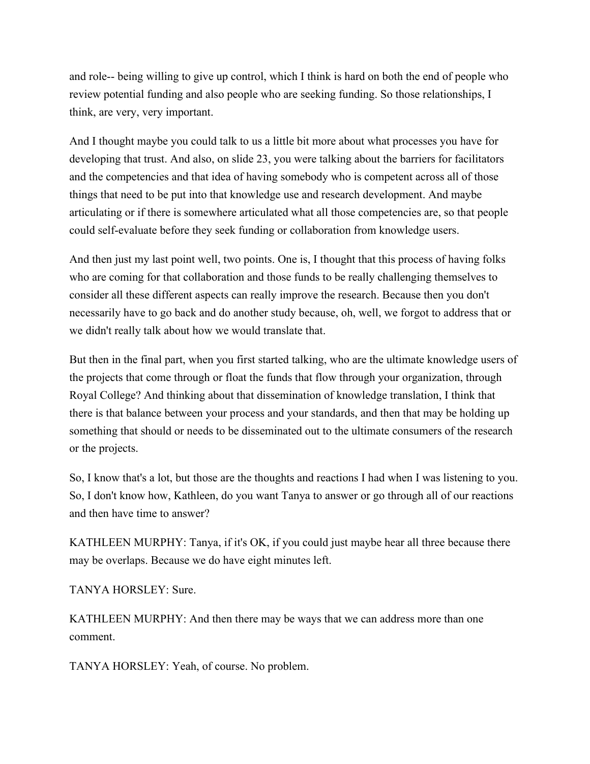and role-- being willing to give up control, which I think is hard on both the end of people who review potential funding and also people who are seeking funding. So those relationships, I think, are very, very important.

And I thought maybe you could talk to us a little bit more about what processes you have for developing that trust. And also, on slide 23, you were talking about the barriers for facilitators and the competencies and that idea of having somebody who is competent across all of those things that need to be put into that knowledge use and research development. And maybe articulating or if there is somewhere articulated what all those competencies are, so that people could self-evaluate before they seek funding or collaboration from knowledge users.

And then just my last point well, two points. One is, I thought that this process of having folks who are coming for that collaboration and those funds to be really challenging themselves to consider all these different aspects can really improve the research. Because then you don't necessarily have to go back and do another study because, oh, well, we forgot to address that or we didn't really talk about how we would translate that.

But then in the final part, when you first started talking, who are the ultimate knowledge users of the projects that come through or float the funds that flow through your organization, through Royal College? And thinking about that dissemination of knowledge translation, I think that there is that balance between your process and your standards, and then that may be holding up something that should or needs to be disseminated out to the ultimate consumers of the research or the projects.

So, I know that's a lot, but those are the thoughts and reactions I had when I was listening to you. So, I don't know how, Kathleen, do you want Tanya to answer or go through all of our reactions and then have time to answer?

KATHLEEN MURPHY: Tanya, if it's OK, if you could just maybe hear all three because there may be overlaps. Because we do have eight minutes left.

TANYA HORSLEY: Sure.

KATHLEEN MURPHY: And then there may be ways that we can address more than one comment.

TANYA HORSLEY: Yeah, of course. No problem.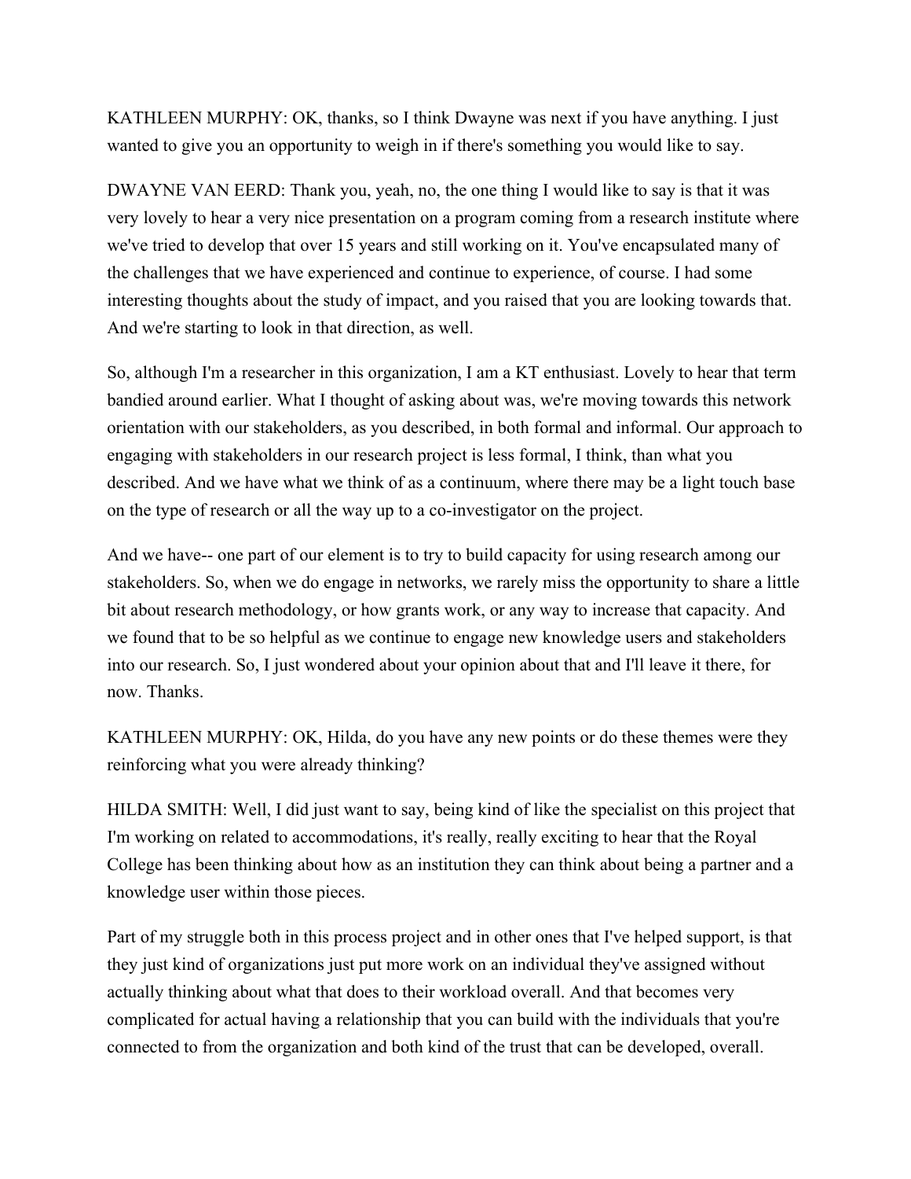KATHLEEN MURPHY: OK, thanks, so I think Dwayne was next if you have anything. I just wanted to give you an opportunity to weigh in if there's something you would like to say.

DWAYNE VAN EERD: Thank you, yeah, no, the one thing I would like to say is that it was very lovely to hear a very nice presentation on a program coming from a research institute where we've tried to develop that over 15 years and still working on it. You've encapsulated many of the challenges that we have experienced and continue to experience, of course. I had some interesting thoughts about the study of impact, and you raised that you are looking towards that. And we're starting to look in that direction, as well.

So, although I'm a researcher in this organization, I am a KT enthusiast. Lovely to hear that term bandied around earlier. What I thought of asking about was, we're moving towards this network orientation with our stakeholders, as you described, in both formal and informal. Our approach to engaging with stakeholders in our research project is less formal, I think, than what you described. And we have what we think of as a continuum, where there may be a light touch base on the type of research or all the way up to a co-investigator on the project.

And we have-- one part of our element is to try to build capacity for using research among our stakeholders. So, when we do engage in networks, we rarely miss the opportunity to share a little bit about research methodology, or how grants work, or any way to increase that capacity. And we found that to be so helpful as we continue to engage new knowledge users and stakeholders into our research. So, I just wondered about your opinion about that and I'll leave it there, for now. Thanks.

KATHLEEN MURPHY: OK, Hilda, do you have any new points or do these themes were they reinforcing what you were already thinking?

HILDA SMITH: Well, I did just want to say, being kind of like the specialist on this project that I'm working on related to accommodations, it's really, really exciting to hear that the Royal College has been thinking about how as an institution they can think about being a partner and a knowledge user within those pieces.

Part of my struggle both in this process project and in other ones that I've helped support, is that they just kind of organizations just put more work on an individual they've assigned without actually thinking about what that does to their workload overall. And that becomes very complicated for actual having a relationship that you can build with the individuals that you're connected to from the organization and both kind of the trust that can be developed, overall.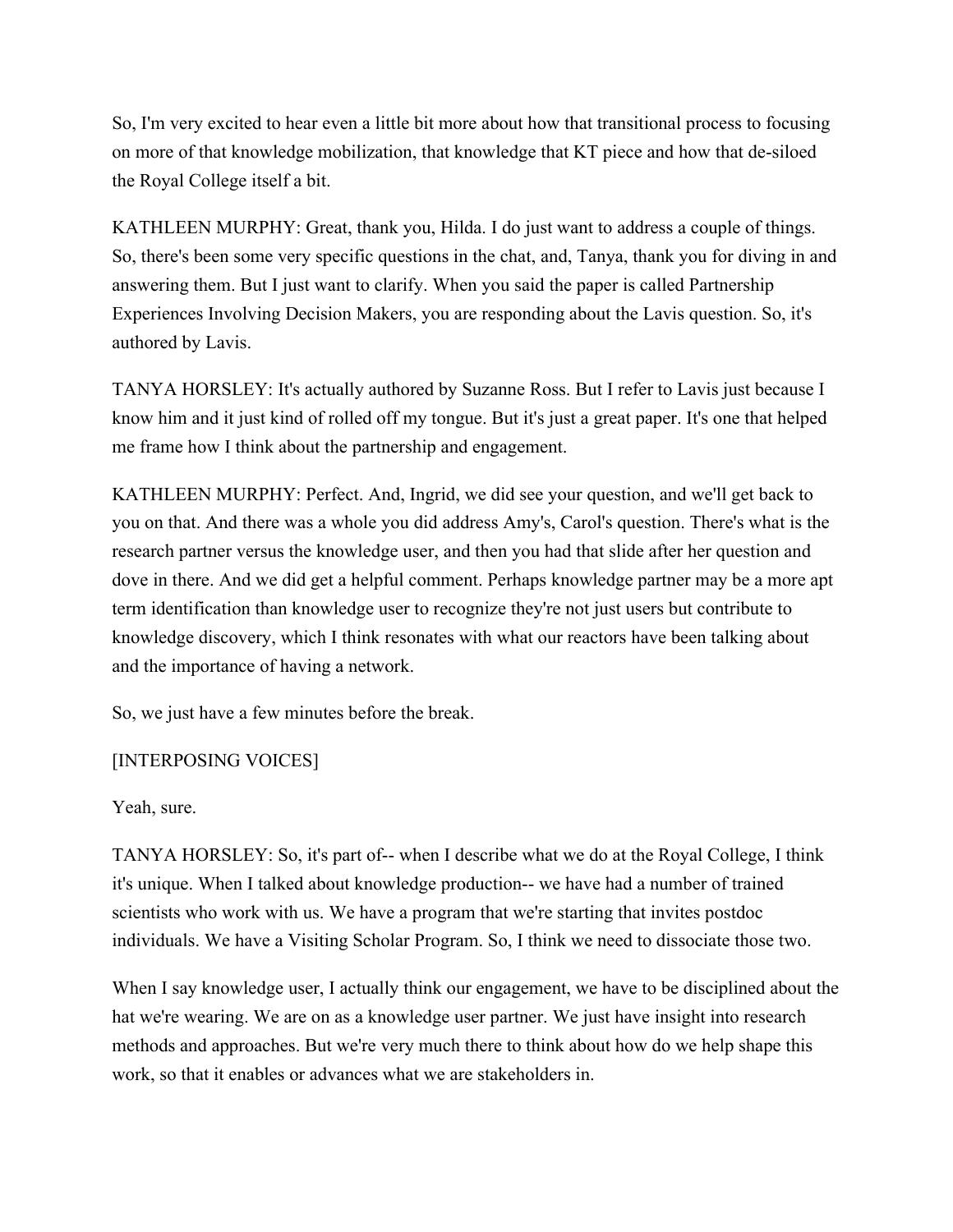So, I'm very excited to hear even a little bit more about how that transitional process to focusing on more of that knowledge mobilization, that knowledge that KT piece and how that de-siloed the Royal College itself a bit.

KATHLEEN MURPHY: Great, thank you, Hilda. I do just want to address a couple of things. So, there's been some very specific questions in the chat, and, Tanya, thank you for diving in and answering them. But I just want to clarify. When you said the paper is called Partnership Experiences Involving Decision Makers, you are responding about the Lavis question. So, it's authored by Lavis.

TANYA HORSLEY: It's actually authored by Suzanne Ross. But I refer to Lavis just because I know him and it just kind of rolled off my tongue. But it's just a great paper. It's one that helped me frame how I think about the partnership and engagement.

KATHLEEN MURPHY: Perfect. And, Ingrid, we did see your question, and we'll get back to you on that. And there was a whole you did address Amy's, Carol's question. There's what is the research partner versus the knowledge user, and then you had that slide after her question and dove in there. And we did get a helpful comment. Perhaps knowledge partner may be a more apt term identification than knowledge user to recognize they're not just users but contribute to knowledge discovery, which I think resonates with what our reactors have been talking about and the importance of having a network.

So, we just have a few minutes before the break.

[INTERPOSING VOICES]

Yeah, sure.

TANYA HORSLEY: So, it's part of-- when I describe what we do at the Royal College, I think it's unique. When I talked about knowledge production-- we have had a number of trained scientists who work with us. We have a program that we're starting that invites postdoc individuals. We have a Visiting Scholar Program. So, I think we need to dissociate those two.

When I say knowledge user, I actually think our engagement, we have to be disciplined about the hat we're wearing. We are on as a knowledge user partner. We just have insight into research methods and approaches. But we're very much there to think about how do we help shape this work, so that it enables or advances what we are stakeholders in.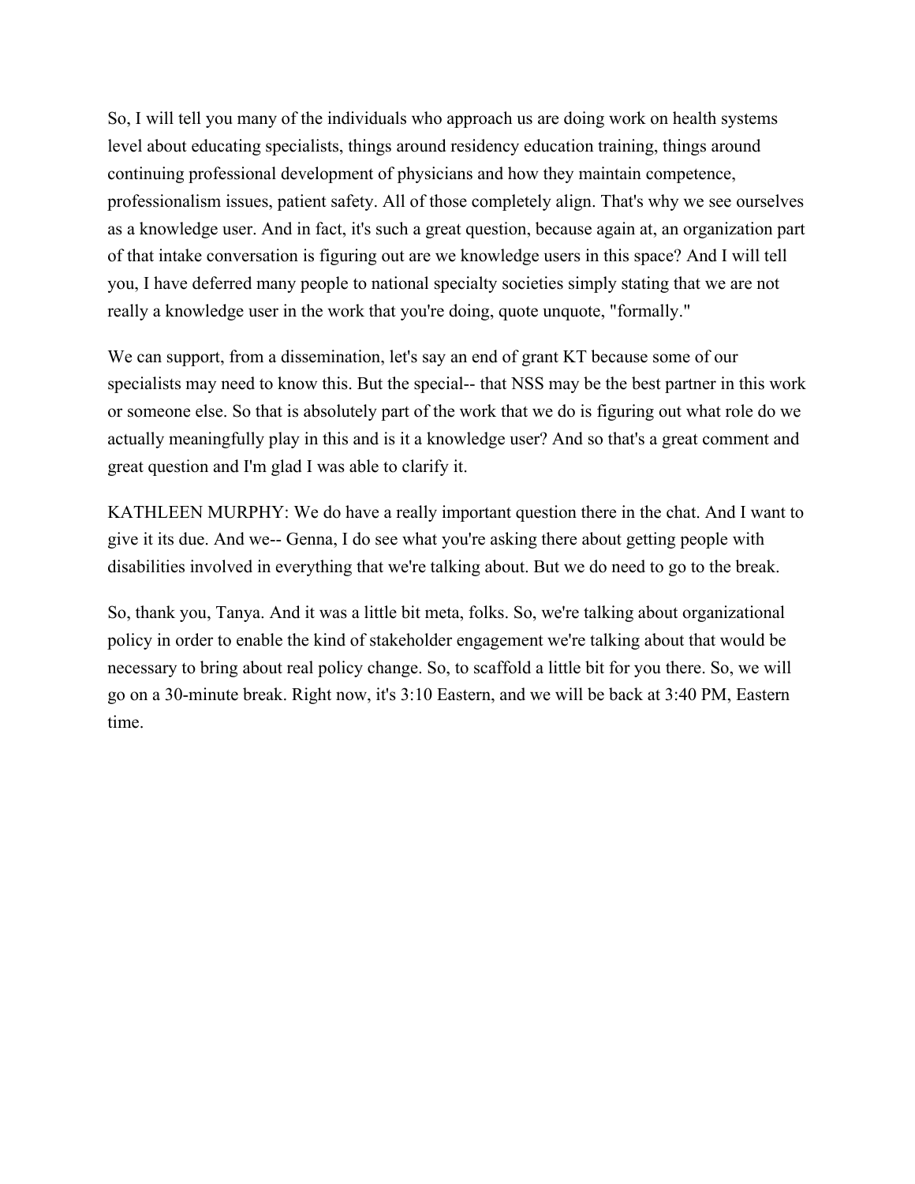So, I will tell you many of the individuals who approach us are doing work on health systems level about educating specialists, things around residency education training, things around continuing professional development of physicians and how they maintain competence, professionalism issues, patient safety. All of those completely align. That's why we see ourselves as a knowledge user. And in fact, it's such a great question, because again at, an organization part of that intake conversation is figuring out are we knowledge users in this space? And I will tell you, I have deferred many people to national specialty societies simply stating that we are not really a knowledge user in the work that you're doing, quote unquote, "formally."

We can support, from a dissemination, let's say an end of grant KT because some of our specialists may need to know this. But the special-- that NSS may be the best partner in this work or someone else. So that is absolutely part of the work that we do is figuring out what role do we actually meaningfully play in this and is it a knowledge user? And so that's a great comment and great question and I'm glad I was able to clarify it.

KATHLEEN MURPHY: We do have a really important question there in the chat. And I want to give it its due. And we-- Genna, I do see what you're asking there about getting people with disabilities involved in everything that we're talking about. But we do need to go to the break.

So, thank you, Tanya. And it was a little bit meta, folks. So, we're talking about organizational policy in order to enable the kind of stakeholder engagement we're talking about that would be necessary to bring about real policy change. So, to scaffold a little bit for you there. So, we will go on a 30-minute break. Right now, it's 3:10 Eastern, and we will be back at 3:40 PM, Eastern time.